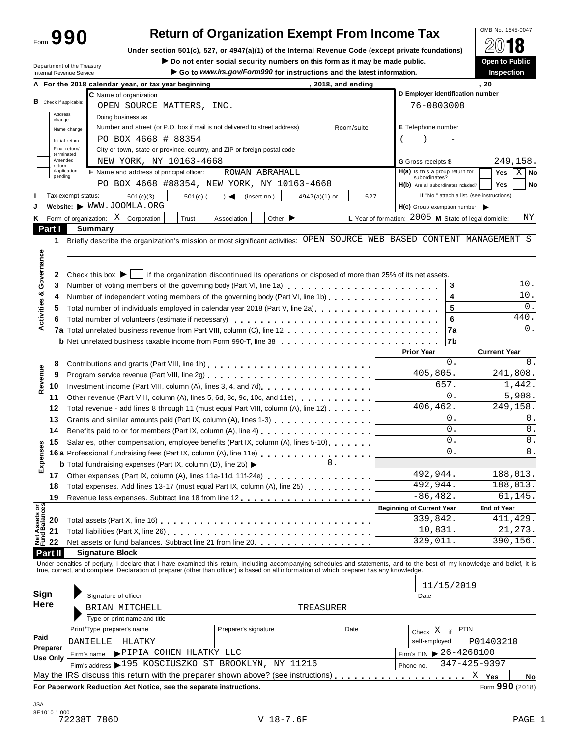# Form 990 — Return of Organization Exempt From Income Tax (2018)

OMB No. 1545-0047

**Under section 501(c), 527, or 4947(a)(1) of the Internal Revenue Code (except private foundations)**

▶ Do not enter social security numbers on this form as it may be made public.

▶ Go to *www.irs.gov/Form990* for instructions and the latest information.

Department of the Treasury
Internal Revenue Service

**Open to Public Inspection**

**A** For the 2018 calendar year, or tax year beginning , 2018, and ending , 20

**B** Check if applicable: Address change / Name change / Initial return / Final return/terminated / Amended return / Application pending

**C** Name of organization: OPEN SOURCE MATTERS, INC.

Doing business as:

Number and street (or P.O. box if mail is not delivered to street address): PO BOX 4668 # 88354 — Room/suite:

City or town, state or province, country, and ZIP or foreign postal code: NEW YORK, NY 10163-4668

**D** Employer identification number: 76-0803008

**E** Telephone number: ( ) -

**G** Gross receipts $ 249,158.

**F** Name and address of principal officer: ROWAN ABRAHALL, PO BOX 4668 #88354, NEW YORK, NY 10163-4668

**H(a)** Is this a group return for subordinates? Yes [ ] No [X]

**H(b)** Are all subordinates included? Yes [ ] No [ ] — If "No," attach a list. (see instructions)

**I** Tax-exempt status: [X] 501(c)(3) [ ] 501(c) ( ) ◀ (insert no.) [ ] 4947(a)(1) or [ ] 527

**J** Website: ▶ WWW.JOOMLA.ORG

**H(c)** Group exemption number ▶

**K** Form of organization: [X] Corporation [ ] Trust [ ] Association [ ] Other ▶

**L** Year of formation: 2005 **M** State of legal domicile: NY

## Part I Summary

**Activities & Governance**

1 Briefly describe the organization's mission or most significant activities: OPEN SOURCE WEB BASED CONTENT MANAGEMENT S

2 Check this box ▶ [ ] if the organization discontinued its operations or disposed of more than 25% of its net assets.

| | | | |
|---|---|---|---|
| 3 | Number of voting members of the governing body (Part VI, line 1a) | 3 | 10. |
| 4 | Number of independent voting members of the governing body (Part VI, line 1b) | 4 | 10. |
| 5 | Total number of individuals employed in calendar year 2018 (Part V, line 2a) | 5 | 0. |
| 6 | Total number of volunteers (estimate if necessary) | 6 | 440. |
| 7a | Total unrelated business revenue from Part VIII, column (C), line 12 | 7a | 0. |
| b | Net unrelated business taxable income from Form 990-T, line 38 | 7b | |

| | | Prior Year | Current Year |
|---|---|---|---|
| **Revenue** | | | |
| 8 | Contributions and grants (Part VIII, line 1h) | 0. | 0. |
| 9 | Program service revenue (Part VIII, line 2g) | 405,805. | 241,808. |
| 10 | Investment income (Part VIII, column (A), lines 3, 4, and 7d) | 657. | 1,442. |
| 11 | Other revenue (Part VIII, column (A), lines 5, 6d, 8c, 9c, 10c, and 11e) | 0. | 5,908. |
| 12 | Total revenue - add lines 8 through 11 (must equal Part VIII, column (A), line 12) | 406,462. | 249,158. |
| **Expenses** | | | |
| 13 | Grants and similar amounts paid (Part IX, column (A), lines 1-3) | 0. | 0. |
| 14 | Benefits paid to or for members (Part IX, column (A), line 4) | 0. | 0. |
| 15 | Salaries, other compensation, employee benefits (Part IX, column (A), lines 5-10) | 0. | 0. |
| 16a | Professional fundraising fees (Part IX, column (A), line 11e) | 0. | 0. |
| b | Total fundraising expenses (Part IX, column (D), line 25) ▶ 0. | | |
| 17 | Other expenses (Part IX, column (A), lines 11a-11d, 11f-24e) | 492,944. | 188,013. |
| 18 | Total expenses. Add lines 13-17 (must equal Part IX, column (A), line 25) | 492,944. | 188,013. |
| 19 | Revenue less expenses. Subtract line 18 from line 12 | -86,482. | 61,145. |

| **Net Assets or Fund Balances** | | Beginning of Current Year | End of Year |
|---|---|---|---|
| 20 | Total assets (Part X, line 16) | 339,842. | 411,429. |
| 21 | Total liabilities (Part X, line 26) | 10,831. | 21,273. |
| 22 | Net assets or fund balances. Subtract line 21 from line 20 | 329,011. | 390,156. |

## Part II Signature Block

Under penalties of perjury, I declare that I have examined this return, including accompanying schedules and statements, and to the best of my knowledge and belief, it is true, correct, and complete. Declaration of preparer (other than officer) is based on all information of which preparer has any knowledge.

**Sign Here**

Signature of officer — Date: 11/15/2019

BRIAN MITCHELL — TREASURER
Type or print name and title

**Paid Preparer Use Only**

| Print/Type preparer's name | Preparer's signature | Date | Check [X] if self-employed | PTIN |
|---|---|---|---|---|
| DANIELLE HLATKY | | | | P01403210 |

Firm's name ▶ PIPIA COHEN HLATKY LLC — Firm's EIN ▶ 26-4268100

Firm's address ▶ 195 KOSCIUSZKO ST BROOKLYN, NY 11216 — Phone no. 347-425-9397

May the IRS discuss this return with the preparer shown above? (see instructions) [X] Yes [ ] No

**For Paperwork Reduction Act Notice, see the separate instructions.** Form **990** (2018)

JSA
8E1010 1.000
72238T 786D V 18-7.6F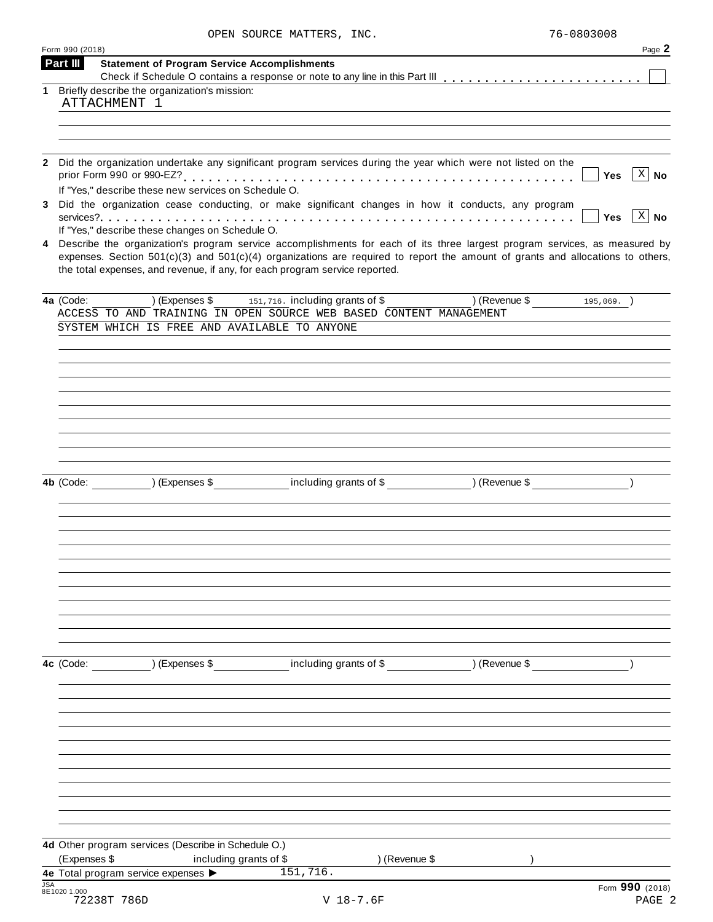OPEN SOURCE MATTERS, INC. 76-0803008

Form 990 (2018)

## Part III Statement of Program Service Accomplishments

Check if Schedule O contains a response or note to any line in this Part III . . . . . . . . . . . . . . . . . . . . . . . ☐

**1** Briefly describe the organization's mission:

ATTACHMENT 1

**2** Did the organization undertake any significant program services during the year which were not listed on the prior Form 990 or 990-EZ? . . . . . . . . . . . . . . . . . . . . . . . . . . . . . . . . . . . . . . . . . . . . ☐ Yes ☒ No

If "Yes," describe these new services on Schedule O.

**3** Did the organization cease conducting, or make significant changes in how it conducts, any program services? . . . . . . . . . . . . . . . . . . . . . . . . . . . . . . . . . . . . . . . . . . . . . . . . . . . . . ☐ Yes ☒ No

If "Yes," describe these changes on Schedule O.

**4** Describe the organization's program service accomplishments for each of its three largest program services, as measured by expenses. Section 501(c)(3) and 501(c)(4) organizations are required to report the amount of grants and allocations to others, the total expenses, and revenue, if any, for each program service reported.

**4a** (Code: ) (Expenses $ 151,716. including grants of $ ) (Revenue $ 195,069. )

ACCESS TO AND TRAINING IN OPEN SOURCE WEB BASED CONTENT MANAGEMENT SYSTEM WHICH IS FREE AND AVAILABLE TO ANYONE

**4b** (Code: ) (Expenses $ including grants of $ ) (Revenue $ )

**4c** (Code: ) (Expenses $ including grants of $ ) (Revenue $ )

**4d** Other program services (Describe in Schedule O.)

(Expenses $ including grants of $ ) (Revenue $ )

**4e** Total program service expenses ▶ 151,716.

JSA 8E1020 1.000

72238T 786D V 18-7.6F

Form **990** (2018)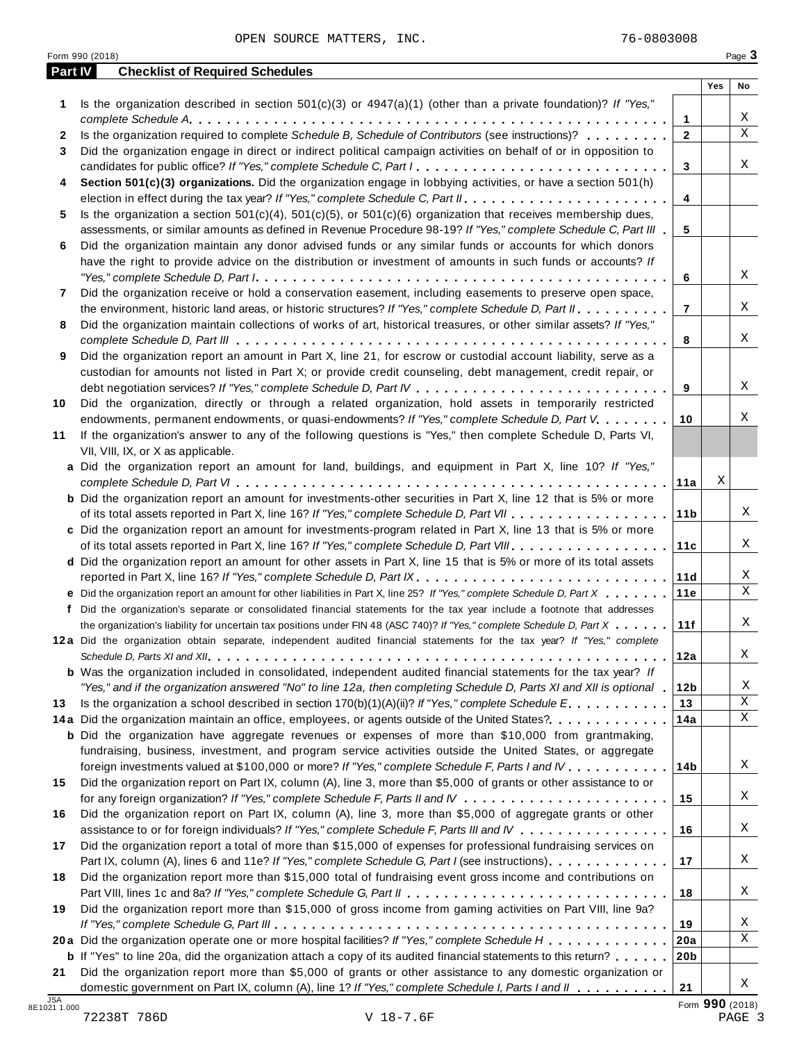OPEN SOURCE MATTERS, INC. 76-0803008

Form 990 (2018)

## Part IV Checklist of Required Schedules

| | | | Yes | No |
|---|---|---|---|---|
| **1** | Is the organization described in section 501(c)(3) or 4947(a)(1) (other than a private foundation)? *If "Yes," complete Schedule A* | **1** | | X |
| **2** | Is the organization required to complete *Schedule B, Schedule of Contributors* (see instructions)? | **2** | | X |
| **3** | Did the organization engage in direct or indirect political campaign activities on behalf of or in opposition to candidates for public office? *If "Yes," complete Schedule C, Part I* | **3** | | X |
| **4** | **Section 501(c)(3) organizations.** Did the organization engage in lobbying activities, or have a section 501(h) election in effect during the tax year? *If "Yes," complete Schedule C, Part II* | **4** | | |
| **5** | Is the organization a section 501(c)(4), 501(c)(5), or 501(c)(6) organization that receives membership dues, assessments, or similar amounts as defined in Revenue Procedure 98-19? *If "Yes," complete Schedule C, Part III* | **5** | | |
| **6** | Did the organization maintain any donor advised funds or any similar funds or accounts for which donors have the right to provide advice on the distribution or investment of amounts in such funds or accounts? *If "Yes," complete Schedule D, Part I* | **6** | | X |
| **7** | Did the organization receive or hold a conservation easement, including easements to preserve open space, the environment, historic land areas, or historic structures? *If "Yes," complete Schedule D, Part II* | **7** | | X |
| **8** | Did the organization maintain collections of works of art, historical treasures, or other similar assets? *If "Yes," complete Schedule D, Part III* | **8** | | X |
| **9** | Did the organization report an amount in Part X, line 21, for escrow or custodial account liability, serve as a custodian for amounts not listed in Part X; or provide credit counseling, debt management, credit repair, or debt negotiation services? *If "Yes," complete Schedule D, Part IV* | **9** | | X |
| **10** | Did the organization, directly or through a related organization, hold assets in temporarily restricted endowments, permanent endowments, or quasi-endowments? *If "Yes," complete Schedule D, Part V* | **10** | | X |
| **11** | If the organization's answer to any of the following questions is "Yes," then complete Schedule D, Parts VI, VII, VIII, IX, or X as applicable. | | | |
| **a** | Did the organization report an amount for land, buildings, and equipment in Part X, line 10? *If "Yes," complete Schedule D, Part VI* | **11a** | X | |
| **b** | Did the organization report an amount for investments-other securities in Part X, line 12 that is 5% or more of its total assets reported in Part X, line 16? *If "Yes," complete Schedule D, Part VII* | **11b** | | X |
| **c** | Did the organization report an amount for investments-program related in Part X, line 13 that is 5% or more of its total assets reported in Part X, line 16? *If "Yes," complete Schedule D, Part VIII* | **11c** | | X |
| **d** | Did the organization report an amount for other assets in Part X, line 15 that is 5% or more of its total assets reported in Part X, line 16? *If "Yes," complete Schedule D, Part IX* | **11d** | | X |
| **e** | Did the organization report an amount for other liabilities in Part X, line 25? *If "Yes," complete Schedule D, Part X* | **11e** | | X |
| **f** | Did the organization's separate or consolidated financial statements for the tax year include a footnote that addresses the organization's liability for uncertain tax positions under FIN 48 (ASC 740)? *If "Yes," complete Schedule D, Part X* | **11f** | | X |
| **12a** | Did the organization obtain separate, independent audited financial statements for the tax year? *If "Yes," complete Schedule D, Parts XI and XII* | **12a** | | X |
| **b** | Was the organization included in consolidated, independent audited financial statements for the tax year? *If "Yes," and if the organization answered "No" to line 12a, then completing Schedule D, Parts XI and XII is optional* | **12b** | | X |
| **13** | Is the organization a school described in section 170(b)(1)(A)(ii)? *If "Yes," complete Schedule E* | **13** | | X |
| **14a** | Did the organization maintain an office, employees, or agents outside of the United States? | **14a** | | X |
| **b** | Did the organization have aggregate revenues or expenses of more than $10,000 from grantmaking, fundraising, business, investment, and program service activities outside the United States, or aggregate foreign investments valued at $100,000 or more? *If "Yes," complete Schedule F, Parts I and IV* | **14b** | | X |
| **15** | Did the organization report on Part IX, column (A), line 3, more than $5,000 of grants or other assistance to or for any foreign organization? *If "Yes," complete Schedule F, Parts II and IV* | **15** | | X |
| **16** | Did the organization report on Part IX, column (A), line 3, more than $5,000 of aggregate grants or other assistance to or for foreign individuals? *If "Yes," complete Schedule F, Parts III and IV* | **16** | | X |
| **17** | Did the organization report a total of more than $15,000 of expenses for professional fundraising services on Part IX, column (A), lines 6 and 11e? *If "Yes," complete Schedule G, Part I* (see instructions) | **17** | | X |
| **18** | Did the organization report more than $15,000 total of fundraising event gross income and contributions on Part VIII, lines 1c and 8a? *If "Yes," complete Schedule G, Part II* | **18** | | X |
| **19** | Did the organization report more than $15,000 of gross income from gaming activities on Part VIII, line 9a? *If "Yes," complete Schedule G, Part III* | **19** | | X |
| **20a** | Did the organization operate one or more hospital facilities? *If "Yes," complete Schedule H* | **20a** | | X |
| **b** | If "Yes" to line 20a, did the organization attach a copy of its audited financial statements to this return? | **20b** | | |
| **21** | Did the organization report more than $5,000 of grants or other assistance to any domestic organization or domestic government on Part IX, column (A), line 1? *If "Yes," complete Schedule I, Parts I and II* | **21** | | X |

JSA 8E1021 1.000

72238T 786D V 18-7.6F

Form **990** (2018)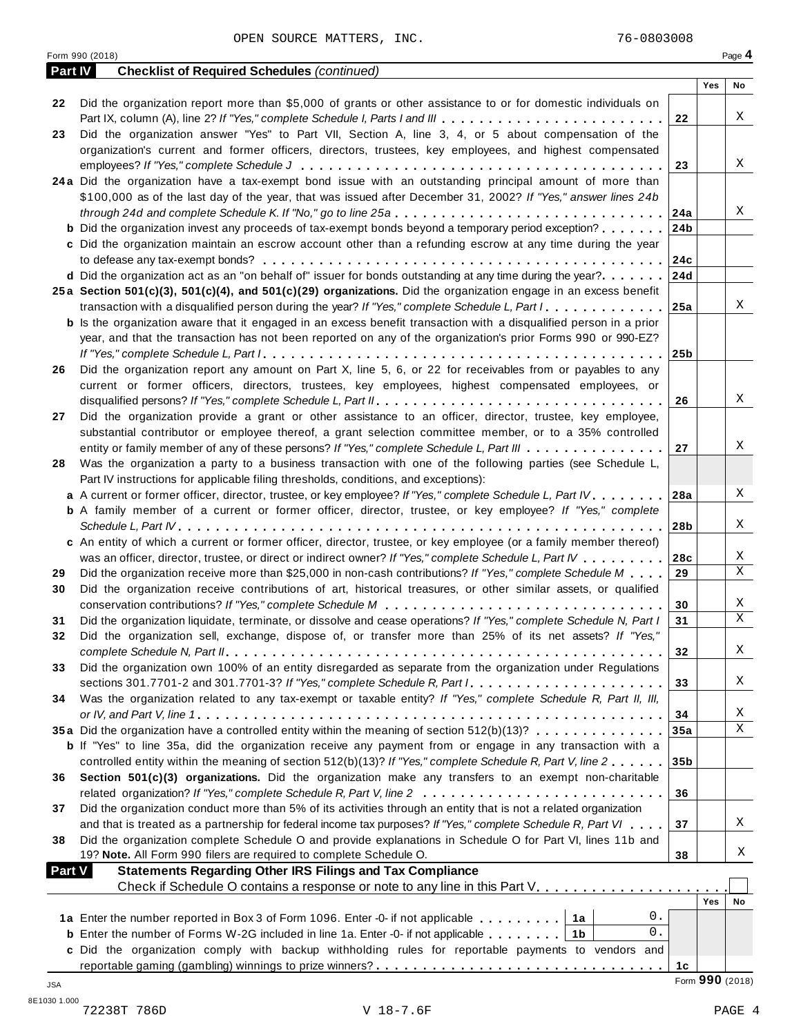OPEN SOURCE MATTERS, INC. 76-0803008

Form 990 (2018)

**Part IV** **Checklist of Required Schedules** *(continued)*

| | | | Yes | No |
|---|---|---|---|---|
| 22 | Did the organization report more than $5,000 of grants or other assistance to or for domestic individuals on Part IX, column (A), line 2? *If "Yes," complete Schedule I, Parts I and III* | 22 | | X |
| 23 | Did the organization answer "Yes" to Part VII, Section A, line 3, 4, or 5 about compensation of the organization's current and former officers, directors, trustees, key employees, and highest compensated employees? *If "Yes," complete Schedule J* | 23 | | X |
| 24a | Did the organization have a tax-exempt bond issue with an outstanding principal amount of more than $100,000 as of the last day of the year, that was issued after December 31, 2002? *If "Yes," answer lines 24b through 24d and complete Schedule K. If "No," go to line 25a* | 24a | | X |
| b | Did the organization invest any proceeds of tax-exempt bonds beyond a temporary period exception? | 24b | | |
| c | Did the organization maintain an escrow account other than a refunding escrow at any time during the year to defease any tax-exempt bonds? | 24c | | |
| d | Did the organization act as an "on behalf of" issuer for bonds outstanding at any time during the year? | 24d | | |
| 25a | **Section 501(c)(3), 501(c)(4), and 501(c)(29) organizations.** Did the organization engage in an excess benefit transaction with a disqualified person during the year? *If "Yes," complete Schedule L, Part I* | 25a | | X |
| b | Is the organization aware that it engaged in an excess benefit transaction with a disqualified person in a prior year, and that the transaction has not been reported on any of the organization's prior Forms 990 or 990-EZ? *If "Yes," complete Schedule L, Part I* | 25b | | |
| 26 | Did the organization report any amount on Part X, line 5, 6, or 22 for receivables from or payables to any current or former officers, directors, trustees, key employees, highest compensated employees, or disqualified persons? *If "Yes," complete Schedule L, Part II* | 26 | | X |
| 27 | Did the organization provide a grant or other assistance to an officer, director, trustee, key employee, substantial contributor or employee thereof, a grant selection committee member, or to a 35% controlled entity or family member of any of these persons? *If "Yes," complete Schedule L, Part III* | 27 | | X |
| 28 | Was the organization a party to a business transaction with one of the following parties (see Schedule L, Part IV instructions for applicable filing thresholds, conditions, and exceptions): | | | |
| a | A current or former officer, director, trustee, or key employee? *If "Yes," complete Schedule L, Part IV* | 28a | | X |
| b | A family member of a current or former officer, director, trustee, or key employee? *If "Yes," complete Schedule L, Part IV* | 28b | | X |
| c | An entity of which a current or former officer, director, trustee, or key employee (or a family member thereof) was an officer, director, trustee, or direct or indirect owner? *If "Yes," complete Schedule L, Part IV* | 28c | | X |
| 29 | Did the organization receive more than $25,000 in non-cash contributions? *If "Yes," complete Schedule M* | 29 | | X |
| 30 | Did the organization receive contributions of art, historical treasures, or other similar assets, or qualified conservation contributions? *If "Yes," complete Schedule M* | 30 | | X |
| 31 | Did the organization liquidate, terminate, or dissolve and cease operations? *If "Yes," complete Schedule N, Part I* | 31 | | X |
| 32 | Did the organization sell, exchange, dispose of, or transfer more than 25% of its net assets? *If "Yes," complete Schedule N, Part II* | 32 | | X |
| 33 | Did the organization own 100% of an entity disregarded as separate from the organization under Regulations sections 301.7701-2 and 301.7701-3? *If "Yes," complete Schedule R, Part I* | 33 | | X |
| 34 | Was the organization related to any tax-exempt or taxable entity? *If "Yes," complete Schedule R, Part II, III, or IV, and Part V, line 1* | 34 | | X |
| 35a | Did the organization have a controlled entity within the meaning of section 512(b)(13)? | 35a | | X |
| b | If "Yes" to line 35a, did the organization receive any payment from or engage in any transaction with a controlled entity within the meaning of section 512(b)(13)? *If "Yes," complete Schedule R, Part V, line 2* | 35b | | |
| 36 | **Section 501(c)(3) organizations.** Did the organization make any transfers to an exempt non-charitable related organization? *If "Yes," complete Schedule R, Part V, line 2* | 36 | | |
| 37 | Did the organization conduct more than 5% of its activities through an entity that is not a related organization and that is treated as a partnership for federal income tax purposes? *If "Yes," complete Schedule R, Part VI* | 37 | | X |
| 38 | Did the organization complete Schedule O and provide explanations in Schedule O for Part VI, lines 11b and 19? **Note.** All Form 990 filers are required to complete Schedule O. | 38 | | X |

**Part V** **Statements Regarding Other IRS Filings and Tax Compliance**

Check if Schedule O contains a response or note to any line in this Part V ☐

| | | | | | Yes | No |
|---|---|---|---|---|---|---|
| 1a | Enter the number reported in Box 3 of Form 1096. Enter -0- if not applicable | 1a | 0. | | | |
| b | Enter the number of Forms W-2G included in line 1a. Enter -0- if not applicable | 1b | 0. | | | |
| c | Did the organization comply with backup withholding rules for reportable payments to vendors and reportable gaming (gambling) winnings to prize winners? | | | 1c | | |

Form **990** (2018)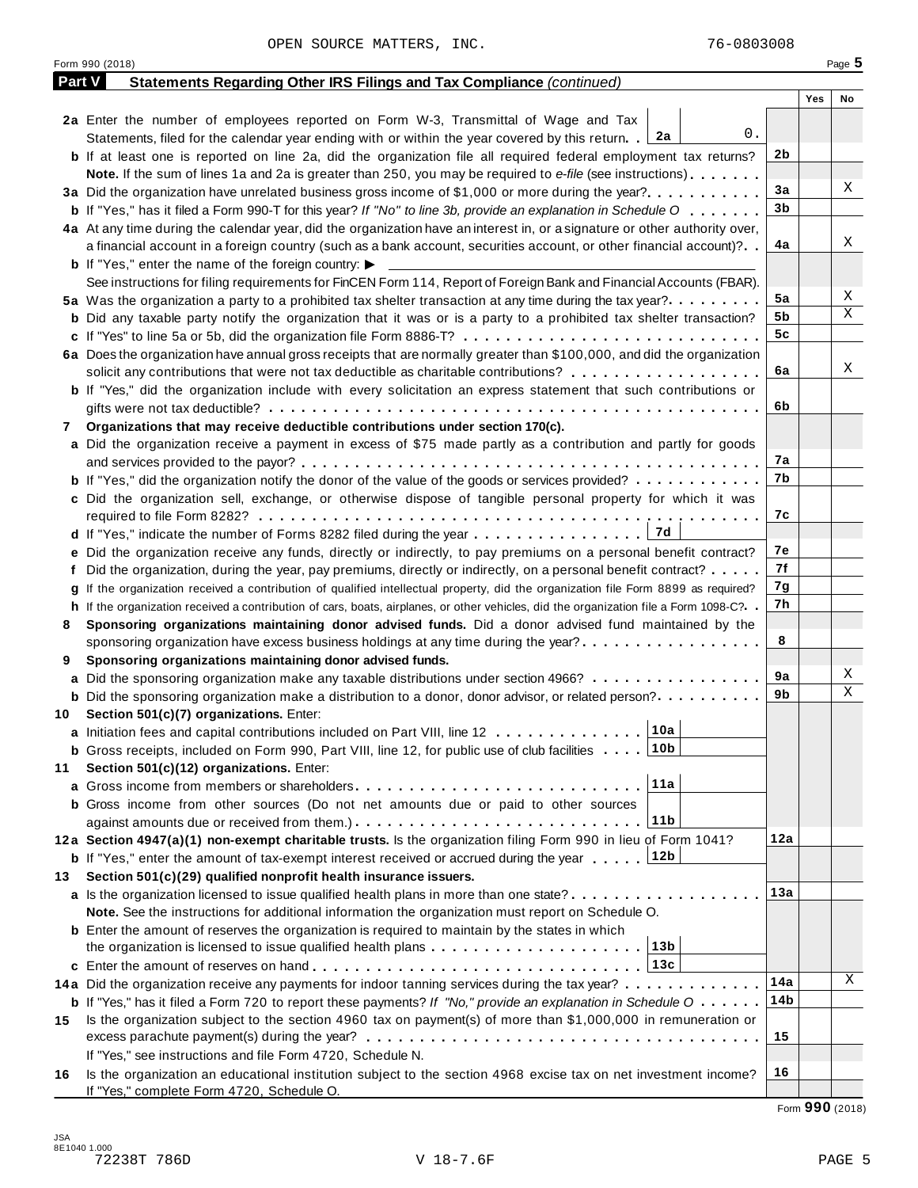OPEN SOURCE MATTERS, INC. 76-0803008

Form 990 (2018)

## Part V Statements Regarding Other IRS Filings and Tax Compliance *(continued)*

| | | | Yes | No |
|---|---|---|---|---|
| **2a** | Enter the number of employees reported on Form W-3, Transmittal of Wage and Tax Statements, filed for the calendar year ending with or within the year covered by this return . . **2a** 0. | | | |
| **b** | If at least one is reported on line 2a, did the organization file all required federal employment tax returns? **Note.** If the sum of lines 1a and 2a is greater than 250, you may be required to *e-file* (see instructions) | 2b | | |
| **3a** | Did the organization have unrelated business gross income of $1,000 or more during the year? | 3a | | X |
| **b** | If "Yes," has it filed a Form 990-T for this year? *If "No" to line 3b, provide an explanation in Schedule O* | 3b | | |
| **4a** | At any time during the calendar year, did the organization have an interest in, or a signature or other authority over, a financial account in a foreign country (such as a bank account, securities account, or other financial account)? | 4a | | X |
| **b** | If "Yes," enter the name of the foreign country: ▶ See instructions for filing requirements for FinCEN Form 114, Report of Foreign Bank and Financial Accounts (FBAR). | | | |
| **5a** | Was the organization a party to a prohibited tax shelter transaction at any time during the tax year? | 5a | | X |
| **b** | Did any taxable party notify the organization that it was or is a party to a prohibited tax shelter transaction? | 5b | | X |
| **c** | If "Yes" to line 5a or 5b, did the organization file Form 8886-T? | 5c | | |
| **6a** | Does the organization have annual gross receipts that are normally greater than $100,000, and did the organization solicit any contributions that were not tax deductible as charitable contributions? | 6a | | X |
| **b** | If "Yes," did the organization include with every solicitation an express statement that such contributions or gifts were not tax deductible? | 6b | | |
| **7** | **Organizations that may receive deductible contributions under section 170(c).** | | | |
| **a** | Did the organization receive a payment in excess of $75 made partly as a contribution and partly for goods and services provided to the payor? | 7a | | |
| **b** | If "Yes," did the organization notify the donor of the value of the goods or services provided? | 7b | | |
| **c** | Did the organization sell, exchange, or otherwise dispose of tangible personal property for which it was required to file Form 8282? | 7c | | |
| **d** | If "Yes," indicate the number of Forms 8282 filed during the year . . . **7d** | | | |
| **e** | Did the organization receive any funds, directly or indirectly, to pay premiums on a personal benefit contract? | 7e | | |
| **f** | Did the organization, during the year, pay premiums, directly or indirectly, on a personal benefit contract? | 7f | | |
| **g** | If the organization received a contribution of qualified intellectual property, did the organization file Form 8899 as required? | 7g | | |
| **h** | If the organization received a contribution of cars, boats, airplanes, or other vehicles, did the organization file a Form 1098-C? | 7h | | |
| **8** | **Sponsoring organizations maintaining donor advised funds.** Did a donor advised fund maintained by the sponsoring organization have excess business holdings at any time during the year? | 8 | | |
| **9** | **Sponsoring organizations maintaining donor advised funds.** | | | |
| **a** | Did the sponsoring organization make any taxable distributions under section 4966? | 9a | | X |
| **b** | Did the sponsoring organization make a distribution to a donor, donor advisor, or related person? | 9b | | X |
| **10** | **Section 501(c)(7) organizations.** Enter: | | | |
| **a** | Initiation fees and capital contributions included on Part VIII, line 12 . . . **10a** | | | |
| **b** | Gross receipts, included on Form 990, Part VIII, line 12, for public use of club facilities . . . **10b** | | | |
| **11** | **Section 501(c)(12) organizations.** Enter: | | | |
| **a** | Gross income from members or shareholders . . . **11a** | | | |
| **b** | Gross income from other sources (Do not net amounts due or paid to other sources against amounts due or received from them.) . . . **11b** | | | |
| **12a** | **Section 4947(a)(1) non-exempt charitable trusts.** Is the organization filing Form 990 in lieu of Form 1041? | 12a | | |
| **b** | If "Yes," enter the amount of tax-exempt interest received or accrued during the year . . . **12b** | | | |
| **13** | **Section 501(c)(29) qualified nonprofit health insurance issuers.** | | | |
| **a** | Is the organization licensed to issue qualified health plans in more than one state? **Note.** See the instructions for additional information the organization must report on Schedule O. | 13a | | |
| **b** | Enter the amount of reserves the organization is required to maintain by the states in which the organization is licensed to issue qualified health plans . . . **13b** | | | |
| **c** | Enter the amount of reserves on hand . . . **13c** | | | |
| **14a** | Did the organization receive any payments for indoor tanning services during the tax year? | 14a | | X |
| **b** | If "Yes," has it filed a Form 720 to report these payments? *If "No," provide an explanation in Schedule O* | 14b | | |
| **15** | Is the organization subject to the section 4960 tax on payment(s) of more than $1,000,000 in remuneration or excess parachute payment(s) during the year? If "Yes," see instructions and file Form 4720, Schedule N. | 15 | | |
| **16** | Is the organization an educational institution subject to the section 4968 excise tax on net investment income? If "Yes," complete Form 4720, Schedule O. | 16 | | |

Form **990** (2018)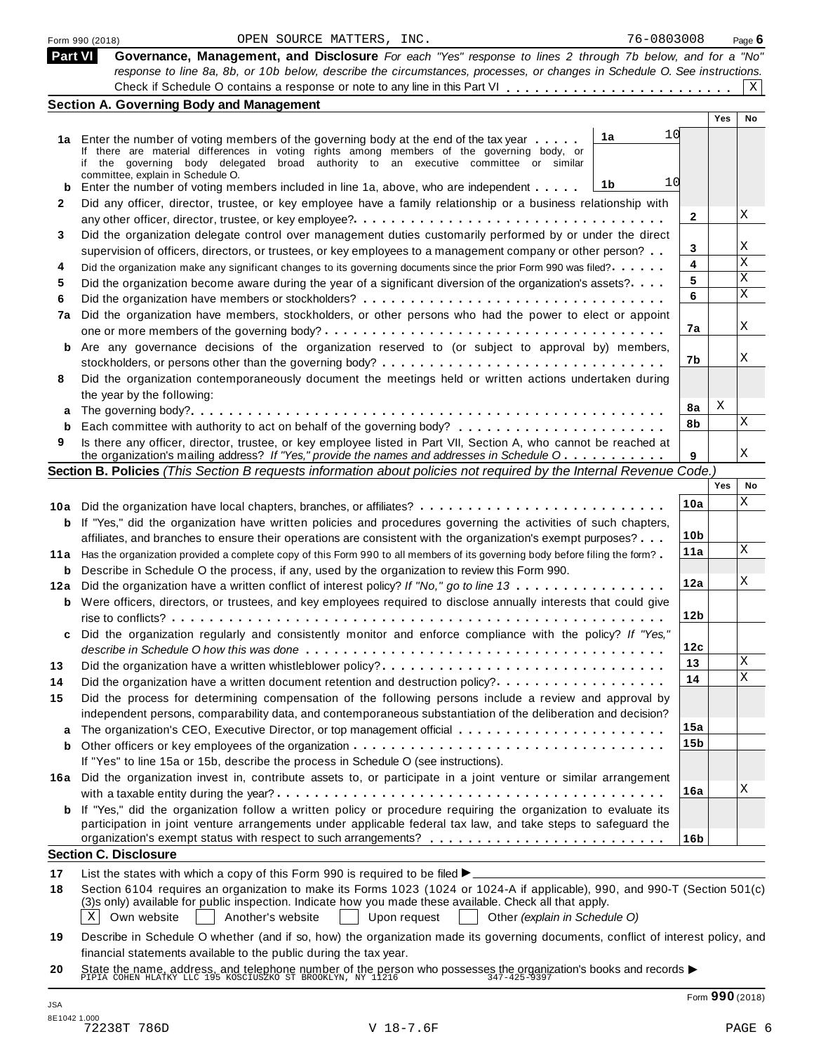Form 990 (2018) OPEN SOURCE MATTERS, INC. 76-0803008

## Part VI Governance, Management, and Disclosure

*For each "Yes" response to lines 2 through 7b below, and for a "No" response to line 8a, 8b, or 10b below, describe the circumstances, processes, or changes in Schedule O. See instructions.*

Check if Schedule O contains a response or note to any line in this Part VI . . . . . . . . . . . . . . . . . . . . . . . . X

### Section A. Governing Body and Management

| | | | Yes | No |
|---|---|---|---|---|
| **1a** | Enter the number of voting members of the governing body at the end of the tax year . . . . . **1a** 10 <br>If there are material differences in voting rights among members of the governing body, or if the governing body delegated broad authority to an executive committee or similar committee, explain in Schedule O. | | | |
| **b** | Enter the number of voting members included in line 1a, above, who are independent . . . . . **1b** 10 | | | |
| **2** | Did any officer, director, trustee, or key employee have a family relationship or a business relationship with any other officer, director, trustee, or key employee? | **2** | | X |
| **3** | Did the organization delegate control over management duties customarily performed by or under the direct supervision of officers, directors, or trustees, or key employees to a management company or other person? | **3** | | X |
| **4** | Did the organization make any significant changes to its governing documents since the prior Form 990 was filed? | **4** | | X |
| **5** | Did the organization become aware during the year of a significant diversion of the organization's assets? | **5** | | X |
| **6** | Did the organization have members or stockholders? | **6** | | X |
| **7a** | Did the organization have members, stockholders, or other persons who had the power to elect or appoint one or more members of the governing body? | **7a** | | X |
| **b** | Are any governance decisions of the organization reserved to (or subject to approval by) members, stockholders, or persons other than the governing body? | **7b** | | X |
| **8** | Did the organization contemporaneously document the meetings held or written actions undertaken during the year by the following: | | | |
| **a** | The governing body? | **8a** | X | |
| **b** | Each committee with authority to act on behalf of the governing body? | **8b** | | X |
| **9** | Is there any officer, director, trustee, or key employee listed in Part VII, Section A, who cannot be reached at the organization's mailing address? *If "Yes," provide the names and addresses in Schedule O* | **9** | | X |

### Section B. Policies *(This Section B requests information about policies not required by the Internal Revenue Code.)*

| | | | Yes | No |
|---|---|---|---|---|
| **10a** | Did the organization have local chapters, branches, or affiliates? | **10a** | | X |
| **b** | If "Yes," did the organization have written policies and procedures governing the activities of such chapters, affiliates, and branches to ensure their operations are consistent with the organization's exempt purposes? | **10b** | | |
| **11a** | Has the organization provided a complete copy of this Form 990 to all members of its governing body before filing the form? | **11a** | | X |
| **b** | Describe in Schedule O the process, if any, used by the organization to review this Form 990. | | | |
| **12a** | Did the organization have a written conflict of interest policy? *If "No," go to line 13* | **12a** | | X |
| **b** | Were officers, directors, or trustees, and key employees required to disclose annually interests that could give rise to conflicts? | **12b** | | |
| **c** | Did the organization regularly and consistently monitor and enforce compliance with the policy? *If "Yes," describe in Schedule O how this was done* | **12c** | | |
| **13** | Did the organization have a written whistleblower policy? | **13** | | X |
| **14** | Did the organization have a written document retention and destruction policy? | **14** | | X |
| **15** | Did the process for determining compensation of the following persons include a review and approval by independent persons, comparability data, and contemporaneous substantiation of the deliberation and decision? | | | |
| **a** | The organization's CEO, Executive Director, or top management official | **15a** | | |
| **b** | Other officers or key employees of the organization | **15b** | | |
| | If "Yes" to line 15a or 15b, describe the process in Schedule O (see instructions). | | | |
| **16a** | Did the organization invest in, contribute assets to, or participate in a joint venture or similar arrangement with a taxable entity during the year? | **16a** | | X |
| **b** | If "Yes," did the organization follow a written policy or procedure requiring the organization to evaluate its participation in joint venture arrangements under applicable federal tax law, and take steps to safeguard the organization's exempt status with respect to such arrangements? | **16b** | | |

### Section C. Disclosure

**17** List the states with which a copy of this Form 990 is required to be filed ▶

**18** Section 6104 requires an organization to make its Forms 1023 (1024 or 1024-A if applicable), 990, and 990-T (Section 501(c)(3)s only) available for public inspection. Indicate how you made these available. Check all that apply.

[X] Own website [ ] Another's website [ ] Upon request [ ] Other *(explain in Schedule O)*

**19** Describe in Schedule O whether (and if so, how) the organization made its governing documents, conflict of interest policy, and financial statements available to the public during the tax year.

**20** State the name, address, and telephone number of the person who possesses the organization's books and records ▶
PIPIA COHEN HLATKY LLC 195 KOSCIUSZKO ST BROOKLYN, NY 11216 347-425-9397

Form **990** (2018)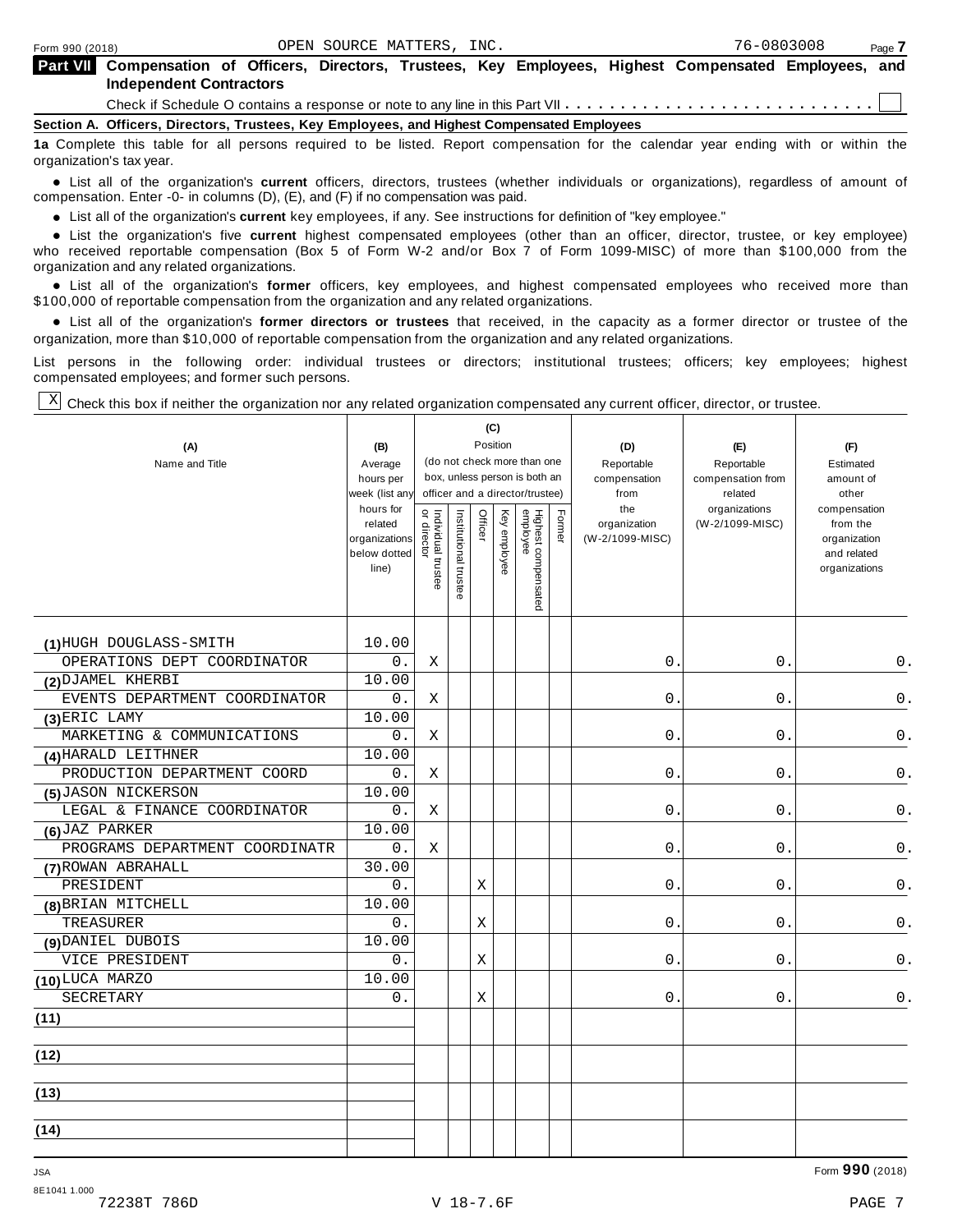OPEN SOURCE MATTERS, INC. 76-0803008

## Part VII Compensation of Officers, Directors, Trustees, Key Employees, Highest Compensated Employees, and Independent Contractors

Check if Schedule O contains a response or note to any line in this Part VII . . . . . . . . . . . . . . . . . . . . . . . . . . . ☐

### Section A. Officers, Directors, Trustees, Key Employees, and Highest Compensated Employees

**1a** Complete this table for all persons required to be listed. Report compensation for the calendar year ending with or within the organization's tax year.

- List all of the organization's **current** officers, directors, trustees (whether individuals or organizations), regardless of amount of compensation. Enter -0- in columns (D), (E), and (F) if no compensation was paid.
- List all of the organization's **current** key employees, if any. See instructions for definition of "key employee."
- List the organization's five **current** highest compensated employees (other than an officer, director, trustee, or key employee) who received reportable compensation (Box 5 of Form W-2 and/or Box 7 of Form 1099-MISC) of more than $100,000 from the organization and any related organizations.
- List all of the organization's **former** officers, key employees, and highest compensated employees who received more than $100,000 of reportable compensation from the organization and any related organizations.
- List all of the organization's **former directors or trustees** that received, in the capacity as a former director or trustee of the organization, more than $10,000 of reportable compensation from the organization and any related organizations.

List persons in the following order: individual trustees or directors; institutional trustees; officers; key employees; highest compensated employees; and former such persons.

☒ Check this box if neither the organization nor any related organization compensated any current officer, director, or trustee.

| (A) Name and Title | (B) Average hours per week (list any hours for related organizations below dotted line) | (C) Position: Individual trustee or director | Institutional trustee | Officer | Key employee | Highest compensated employee | Former | (D) Reportable compensation from the organization (W-2/1099-MISC) | (E) Reportable compensation from related organizations (W-2/1099-MISC) | (F) Estimated amount of other compensation from the organization and related organizations |
|---|---|---|---|---|---|---|---|---|---|---|
| (1) HUGH DOUGLASS-SMITH<br>OPERATIONS DEPT COORDINATOR | 10.00<br>0. | X | | | | | | 0. | 0. | 0. |
| (2) DJAMEL KHERBI<br>EVENTS DEPARTMENT COORDINATOR | 10.00<br>0. | X | | | | | | 0. | 0. | 0. |
| (3) ERIC LAMY<br>MARKETING & COMMUNICATIONS | 10.00<br>0. | X | | | | | | 0. | 0. | 0. |
| (4) HARALD LEITHNER<br>PRODUCTION DEPARTMENT COORD | 10.00<br>0. | X | | | | | | 0. | 0. | 0. |
| (5) JASON NICKERSON<br>LEGAL & FINANCE COORDINATOR | 10.00<br>0. | X | | | | | | 0. | 0. | 0. |
| (6) JAZ PARKER<br>PROGRAMS DEPARTMENT COORDINATR | 10.00<br>0. | X | | | | | | 0. | 0. | 0. |
| (7) ROWAN ABRAHALL<br>PRESIDENT | 30.00<br>0. | | | X | | | | 0. | 0. | 0. |
| (8) BRIAN MITCHELL<br>TREASURER | 10.00<br>0. | | | X | | | | 0. | 0. | 0. |
| (9) DANIEL DUBOIS<br>VICE PRESIDENT | 10.00<br>0. | | | X | | | | 0. | 0. | 0. |
| (10) LUCA MARZO<br>SECRETARY | 10.00<br>0. | | | X | | | | 0. | 0. | 0. |
| (11) | | | | | | | | | | |
| (12) | | | | | | | | | | |
| (13) | | | | | | | | | | |
| (14) | | | | | | | | | | |

Form 990 (2018)

JSA 8E1041 1.000
72238T 786D V 18-7.6F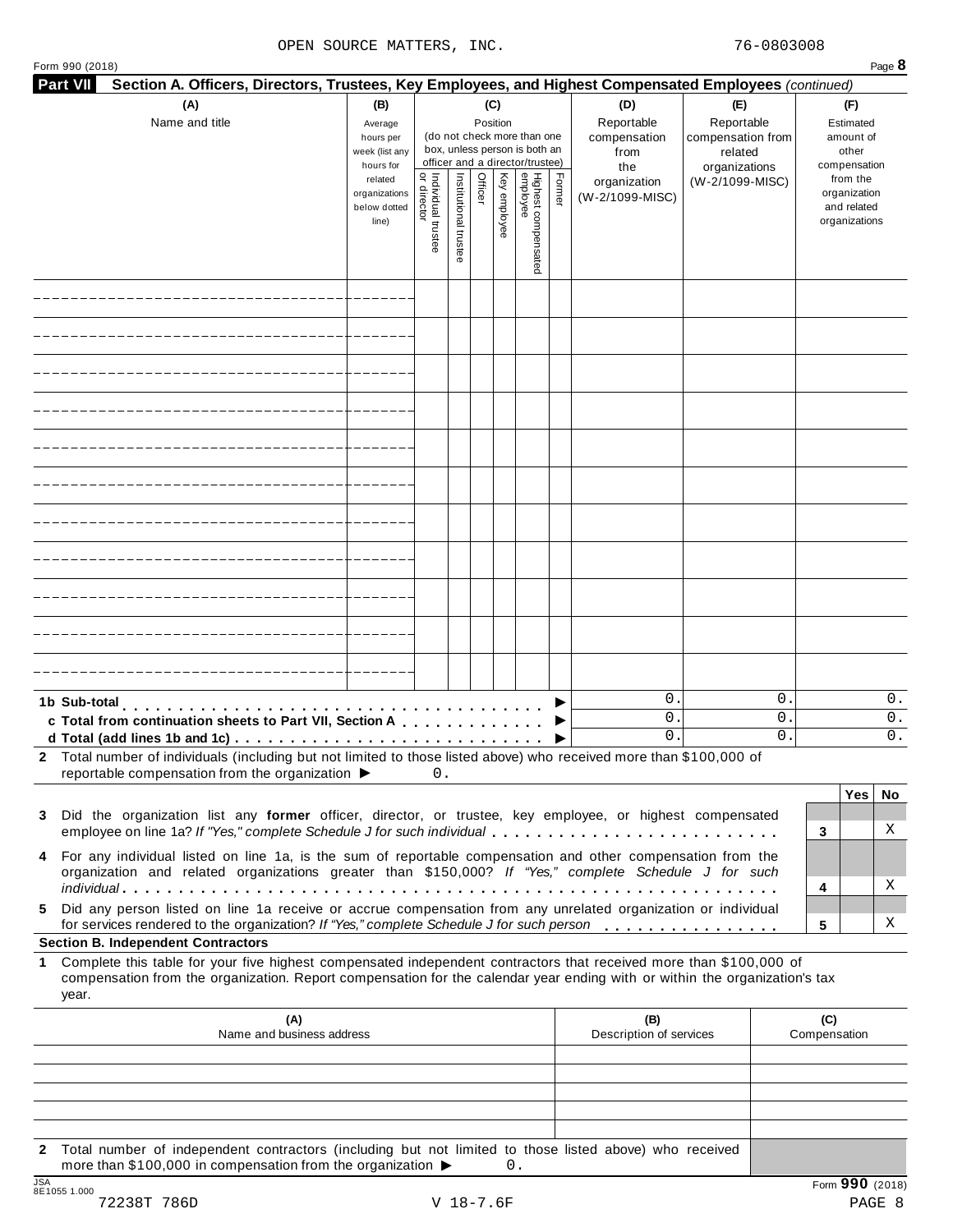OPEN SOURCE MATTERS, INC. 76-0803008

Form 990 (2018) Page **8**

**Part VII Section A. Officers, Directors, Trustees, Key Employees, and Highest Compensated Employees** *(continued)*

| (A) Name and title | (B) Average hours per week (list any hours for related organizations below dotted line) | (C) Position (do not check more than one box, unless person is both an officer and a director/trustee) Individual trustee or director | Institutional trustee | Officer | Key employee | Highest compensated employee | Former | (D) Reportable compensation from the organization (W-2/1099-MISC) | (E) Reportable compensation from related organizations (W-2/1099-MISC) | (F) Estimated amount of other compensation from the organization and related organizations |
|---|---|---|---|---|---|---|---|---|---|---|
| | | | | | | | | | | |
| | | | | | | | | | | |
| | | | | | | | | | | |
| | | | | | | | | | | |
| | | | | | | | | | | |
| | | | | | | | | | | |
| | | | | | | | | | | |
| | | | | | | | | | | |
| | | | | | | | | | | |
| | | | | | | | | | | |
| | | | | | | | | | | |
| **1b Sub-total** ▶ | | | | | | | | 0. | 0. | 0. |
| **c Total from continuation sheets to Part VII, Section A** ▶ | | | | | | | | 0. | 0. | 0. |
| **d Total (add lines 1b and 1c)** ▶ | | | | | | | | 0. | 0. | 0. |

**2** Total number of individuals (including but not limited to those listed above) who received more than $100,000 of reportable compensation from the organization ▶ 0.

| | | | Yes | No |
|---|---|---|---|---|
| **3** | Did the organization list any **former** officer, director, or trustee, key employee, or highest compensated employee on line 1a? *If "Yes," complete Schedule J for such individual* | **3** | | X |
| **4** | For any individual listed on line 1a, is the sum of reportable compensation and other compensation from the organization and related organizations greater than $150,000? *If "Yes," complete Schedule J for such individual* | **4** | | X |
| **5** | Did any person listed on line 1a receive or accrue compensation from any unrelated organization or individual for services rendered to the organization? *If "Yes," complete Schedule J for such person* | **5** | | X |

**Section B. Independent Contractors**

**1** Complete this table for your five highest compensated independent contractors that received more than $100,000 of compensation from the organization. Report compensation for the calendar year ending with or within the organization's tax year.

| (A) Name and business address | (B) Description of services | (C) Compensation |
|---|---|---|
| | | |
| | | |
| | | |
| | | |
| | | |

**2** Total number of independent contractors (including but not limited to those listed above) who received more than $100,000 in compensation from the organization ▶ 0.

JSA 8E1055 1.000

72238T 786D V 18-7.6F

Form **990** (2018)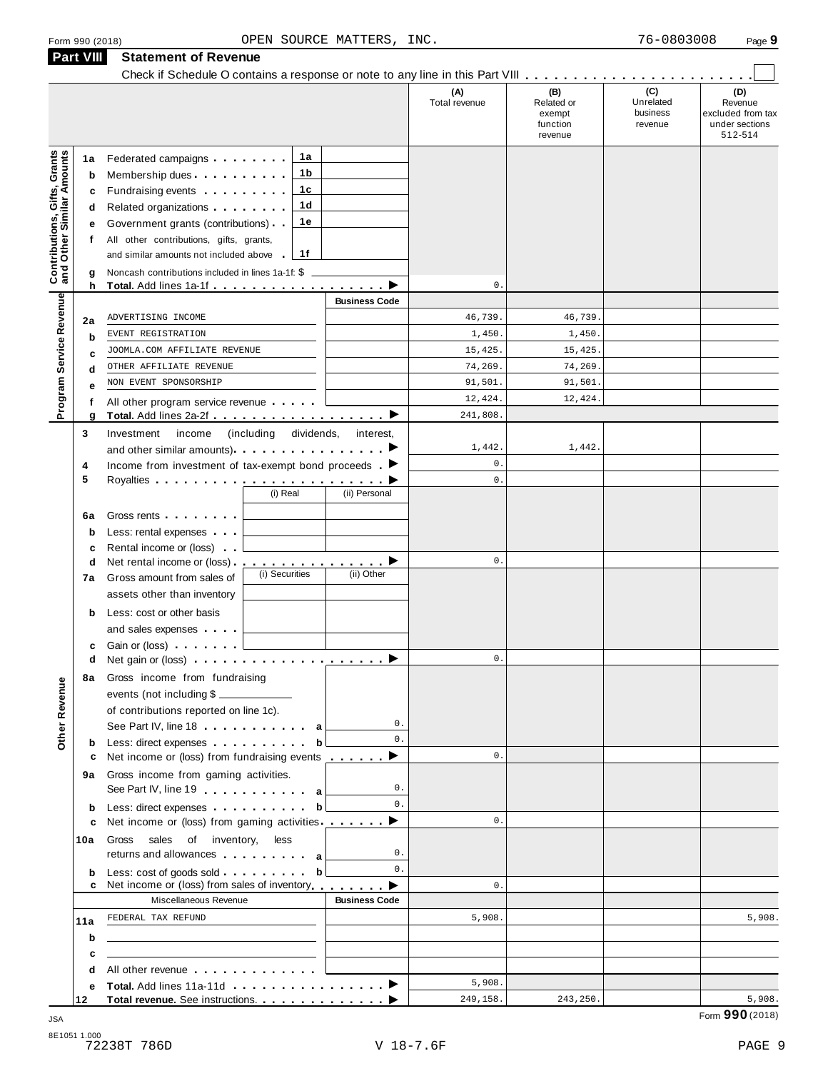Form 990 (2018) OPEN SOURCE MATTERS, INC. 76-0803008

## Part VIII Statement of Revenue

Check if Schedule O contains a response or note to any line in this Part VIII . . . . . . . . . . . . . . . . . . . . . . . ☐

| | | | | (A) Total revenue | (B) Related or exempt function revenue | (C) Unrelated business revenue | (D) Revenue excluded from tax under sections 512-514 |
|---|---|---|---|---|---|---|---|
| **Contributions, Gifts, Grants and Other Similar Amounts** | 1a | Federated campaigns | 1a | | | | |
| | b | Membership dues | 1b | | | | |
| | c | Fundraising events | 1c | | | | |
| | d | Related organizations | 1d | | | | |
| | e | Government grants (contributions) | 1e | | | | |
| | f | All other contributions, gifts, grants, and similar amounts not included above | 1f | | | | |
| | g | Noncash contributions included in lines 1a-1f: $ | | | | | |
| | h | **Total.** Add lines 1a-1f ▶ | | 0. | | | |
| **Program Service Revenue** | | | Business Code | | | | |
| | 2a | ADVERTISING INCOME | | 46,739. | 46,739. | | |
| | b | EVENT REGISTRATION | | 1,450. | 1,450. | | |
| | c | JOOMLA.COM AFFILIATE REVENUE | | 15,425. | 15,425. | | |
| | d | OTHER AFFILIATE REVENUE | | 74,269. | 74,269. | | |
| | e | NON EVENT SPONSORSHIP | | 91,501. | 91,501. | | |
| | f | All other program service revenue | | 12,424. | 12,424. | | |
| | g | **Total.** Add lines 2a-2f ▶ | | 241,808. | | | |
| **Other Revenue** | 3 | Investment income (including dividends, interest, and other similar amounts) ▶ | | 1,442. | 1,442. | | |
| | 4 | Income from investment of tax-exempt bond proceeds ▶ | | 0. | | | |
| | 5 | Royalties ▶ | | 0. | | | |
| | | | (i) Real / (ii) Personal | | | | |
| | 6a | Gross rents | | | | | |
| | b | Less: rental expenses | | | | | |
| | c | Rental income or (loss) | | | | | |
| | d | Net rental income or (loss) ▶ | | 0. | | | |
| | 7a | Gross amount from sales of assets other than inventory | (i) Securities / (ii) Other | | | | |
| | b | Less: cost or other basis and sales expenses | | | | | |
| | c | Gain or (loss) | | | | | |
| | d | Net gain or (loss) ▶ | | 0. | | | |
| | 8a | Gross income from fundraising events (not including $ ______ of contributions reported on line 1c). See Part IV, line 18 . . . a | 0. | | | | |
| | b | Less: direct expenses . . . b | 0. | | | | |
| | c | Net income or (loss) from fundraising events ▶ | | 0. | | | |
| | 9a | Gross income from gaming activities. See Part IV, line 19 . . . a | 0. | | | | |
| | b | Less: direct expenses . . . b | 0. | | | | |
| | c | Net income or (loss) from gaming activities ▶ | | 0. | | | |
| | 10a | Gross sales of inventory, less returns and allowances . . . a | 0. | | | | |
| | b | Less: cost of goods sold . . . b | 0. | | | | |
| | c | Net income or (loss) from sales of inventory ▶ | | 0. | | | |
| | | Miscellaneous Revenue | Business Code | | | | |
| | 11a | FEDERAL TAX REFUND | | 5,908. | | | 5,908. |
| | b | | | | | | |
| | c | | | | | | |
| | d | All other revenue | | | | | |
| | e | **Total.** Add lines 11a-11d ▶ | | 5,908. | | | |
| | 12 | **Total revenue.** See instructions. ▶ | | 249,158. | 243,250. | | 5,908. |

Form **990** (2018)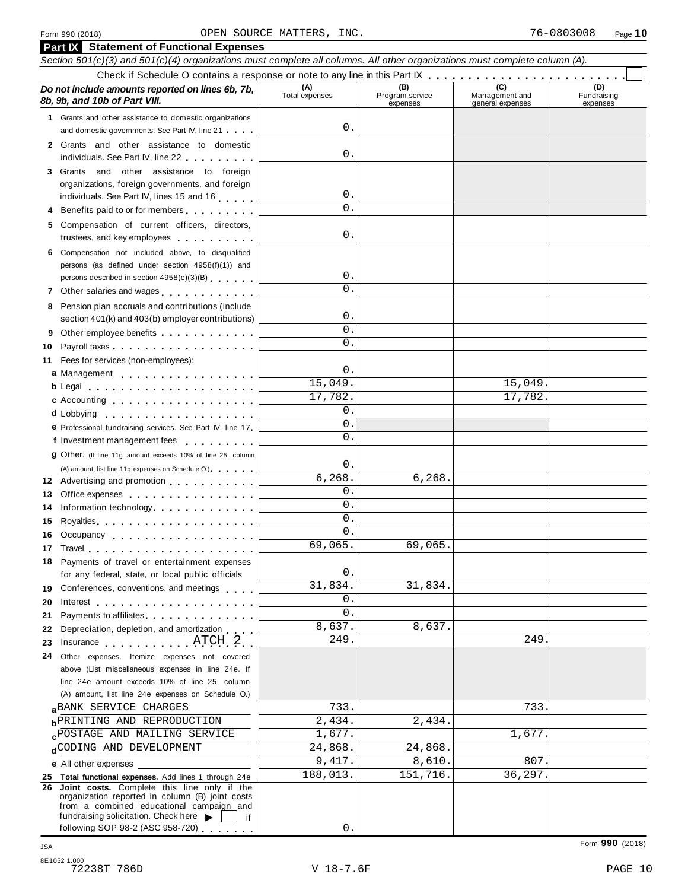Form 990 (2018) OPEN SOURCE MATTERS, INC. 76-0803008

## Part IX Statement of Functional Expenses

*Section 501(c)(3) and 501(c)(4) organizations must complete all columns. All other organizations must complete column (A).*

Check if Schedule O contains a response or note to any line in this Part IX

| *Do not include amounts reported on lines 6b, 7b, 8b, 9b, and 10b of Part VIII.* | (A) Total expenses | (B) Program service expenses | (C) Management and general expenses | (D) Fundraising expenses |
|---|---|---|---|---|
| 1 Grants and other assistance to domestic organizations and domestic governments. See Part IV, line 21 | 0. | | | |
| 2 Grants and other assistance to domestic individuals. See Part IV, line 22 | 0. | | | |
| 3 Grants and other assistance to foreign organizations, foreign governments, and foreign individuals. See Part IV, lines 15 and 16 | 0. | | | |
| 4 Benefits paid to or for members | 0. | | | |
| 5 Compensation of current officers, directors, trustees, and key employees | 0. | | | |
| 6 Compensation not included above, to disqualified persons (as defined under section 4958(f)(1)) and persons described in section 4958(c)(3)(B) | 0. | | | |
| 7 Other salaries and wages | 0. | | | |
| 8 Pension plan accruals and contributions (include section 401(k) and 403(b) employer contributions) | 0. | | | |
| 9 Other employee benefits | 0. | | | |
| 10 Payroll taxes | 0. | | | |
| 11 Fees for services (non-employees): | | | | |
| a Management | 0. | | | |
| b Legal | 15,049. | | 15,049. | |
| c Accounting | 17,782. | | 17,782. | |
| d Lobbying | 0. | | | |
| e Professional fundraising services. See Part IV, line 17 | 0. | | | |
| f Investment management fees | 0. | | | |
| g Other. (If line 11g amount exceeds 10% of line 25, column (A) amount, list line 11g expenses on Schedule O.) | 0. | | | |
| 12 Advertising and promotion | 6,268. | 6,268. | | |
| 13 Office expenses | 0. | | | |
| 14 Information technology | 0. | | | |
| 15 Royalties | 0. | | | |
| 16 Occupancy | 0. | | | |
| 17 Travel | 69,065. | 69,065. | | |
| 18 Payments of travel or entertainment expenses for any federal, state, or local public officials | 0. | | | |
| 19 Conferences, conventions, and meetings | 31,834. | 31,834. | | |
| 20 Interest | 0. | | | |
| 21 Payments to affiliates | 0. | | | |
| 22 Depreciation, depletion, and amortization | 8,637. | 8,637. | | |
| 23 Insurance ATCH 2 | 249. | | 249. | |
| 24 Other expenses. Itemize expenses not covered above (List miscellaneous expenses in line 24e. If line 24e amount exceeds 10% of line 25, column (A) amount, list line 24e expenses on Schedule O.) | | | | |
| a BANK SERVICE CHARGES | 733. | | 733. | |
| b PRINTING AND REPRODUCTION | 2,434. | 2,434. | | |
| c POSTAGE AND MAILING SERVICE | 1,677. | | 1,677. | |
| d CODING AND DEVELOPMENT | 24,868. | 24,868. | | |
| e All other expenses | 9,417. | 8,610. | 807. | |
| 25 **Total functional expenses.** Add lines 1 through 24e | 188,013. | 151,716. | 36,297. | |
| 26 **Joint costs.** Complete this line only if the organization reported in column (B) joint costs from a combined educational campaign and fundraising solicitation. Check here ▶ ☐ if following SOP 98-2 (ASC 958-720) | 0. | | | |

Form **990** (2018)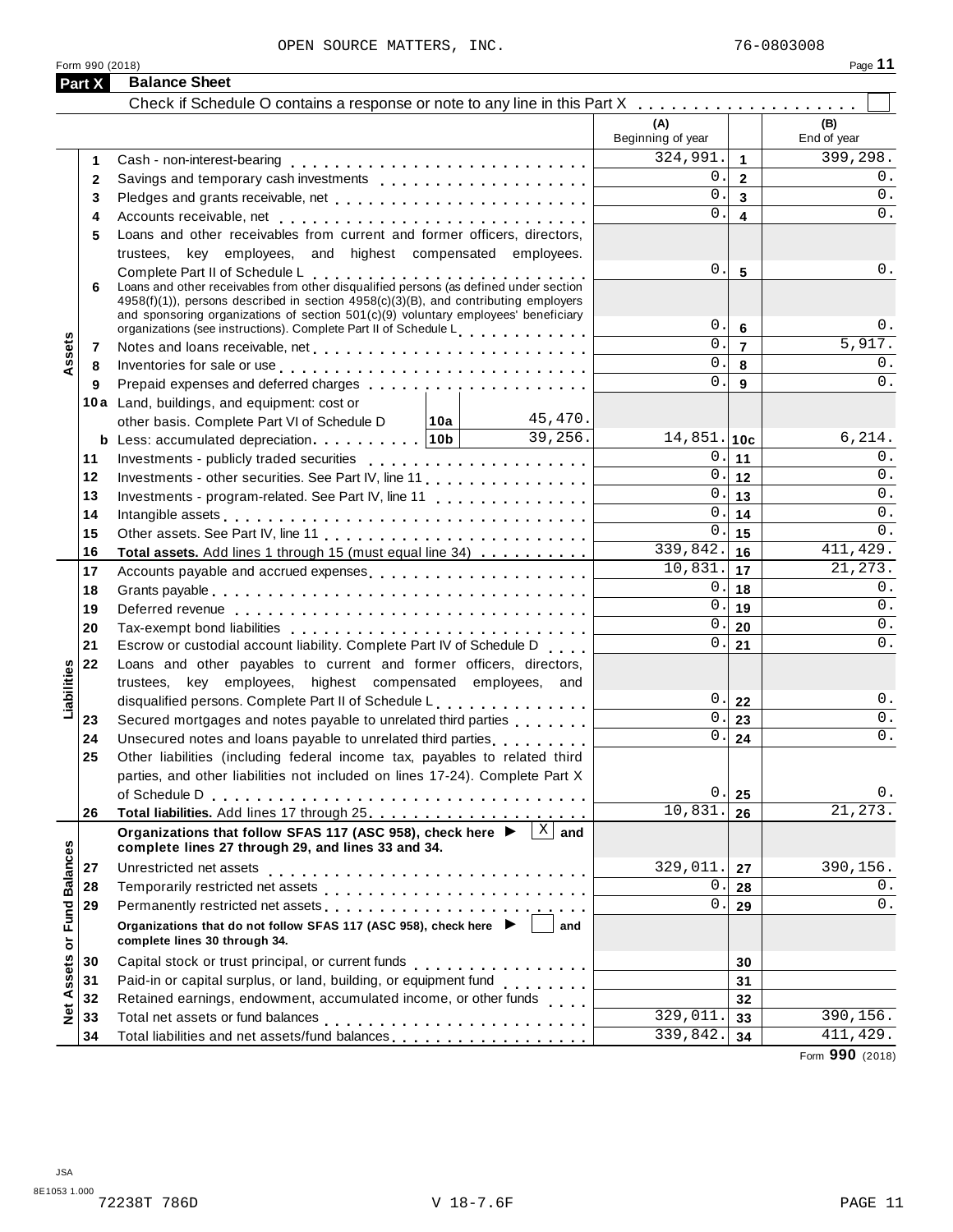OPEN SOURCE MATTERS, INC. 76-0803008

Form 990 (2018)

## Part X Balance Sheet

Check if Schedule O contains a response or note to any line in this Part X . . . . . . . . . . . . . . . . . . . ☐

| | | | | (A) Beginning of year | | (B) End of year |
|---|---|---|---|---|---|---|
| Assets | 1 | Cash - non-interest-bearing | | 324,991. | 1 | 399,298. |
| | 2 | Savings and temporary cash investments | | 0. | 2 | 0. |
| | 3 | Pledges and grants receivable, net | | 0. | 3 | 0. |
| | 4 | Accounts receivable, net | | 0. | 4 | 0. |
| | 5 | Loans and other receivables from current and former officers, directors, trustees, key employees, and highest compensated employees. Complete Part II of Schedule L | | 0. | 5 | 0. |
| | 6 | Loans and other receivables from other disqualified persons (as defined under section 4958(f)(1)), persons described in section 4958(c)(3)(B), and contributing employers and sponsoring organizations of section 501(c)(9) voluntary employees' beneficiary organizations (see instructions). Complete Part II of Schedule L | | 0. | 6 | 0. |
| | 7 | Notes and loans receivable, net | | 0. | 7 | 5,917. |
| | 8 | Inventories for sale or use | | 0. | 8 | 0. |
| | 9 | Prepaid expenses and deferred charges | | 0. | 9 | 0. |
| | 10a | Land, buildings, and equipment: cost or other basis. Complete Part VI of Schedule D | 10a 45,470. | | | |
| | b | Less: accumulated depreciation | 10b 39,256. | 14,851. | 10c | 6,214. |
| | 11 | Investments - publicly traded securities | | 0. | 11 | 0. |
| | 12 | Investments - other securities. See Part IV, line 11 | | 0. | 12 | 0. |
| | 13 | Investments - program-related. See Part IV, line 11 | | 0. | 13 | 0. |
| | 14 | Intangible assets | | 0. | 14 | 0. |
| | 15 | Other assets. See Part IV, line 11 | | 0. | 15 | 0. |
| | 16 | **Total assets.** Add lines 1 through 15 (must equal line 34) | | 339,842. | 16 | 411,429. |
| Liabilities | 17 | Accounts payable and accrued expenses | | 10,831. | 17 | 21,273. |
| | 18 | Grants payable | | 0. | 18 | 0. |
| | 19 | Deferred revenue | | 0. | 19 | 0. |
| | 20 | Tax-exempt bond liabilities | | 0. | 20 | 0. |
| | 21 | Escrow or custodial account liability. Complete Part IV of Schedule D | | 0. | 21 | 0. |
| | 22 | Loans and other payables to current and former officers, directors, trustees, key employees, highest compensated employees, and disqualified persons. Complete Part II of Schedule L | | 0. | 22 | 0. |
| | 23 | Secured mortgages and notes payable to unrelated third parties | | 0. | 23 | 0. |
| | 24 | Unsecured notes and loans payable to unrelated third parties | | 0. | 24 | 0. |
| | 25 | Other liabilities (including federal income tax, payables to related third parties, and other liabilities not included on lines 17-24). Complete Part X of Schedule D | | 0. | 25 | 0. |
| | 26 | **Total liabilities.** Add lines 17 through 25 | | 10,831. | 26 | 21,273. |
| Net Assets or Fund Balances | | **Organizations that follow SFAS 117 (ASC 958), check here ▶ ☒ and complete lines 27 through 29, and lines 33 and 34.** | | | | |
| | 27 | Unrestricted net assets | | 329,011. | 27 | 390,156. |
| | 28 | Temporarily restricted net assets | | 0. | 28 | 0. |
| | 29 | Permanently restricted net assets | | 0. | 29 | 0. |
| | | **Organizations that do not follow SFAS 117 (ASC 958), check here ▶ ☐ and complete lines 30 through 34.** | | | | |
| | 30 | Capital stock or trust principal, or current funds | | | 30 | |
| | 31 | Paid-in or capital surplus, or land, building, or equipment fund | | | 31 | |
| | 32 | Retained earnings, endowment, accumulated income, or other funds | | | 32 | |
| | 33 | Total net assets or fund balances | | 329,011. | 33 | 390,156. |
| | 34 | Total liabilities and net assets/fund balances | | 339,842. | 34 | 411,429. |

Form **990** (2018)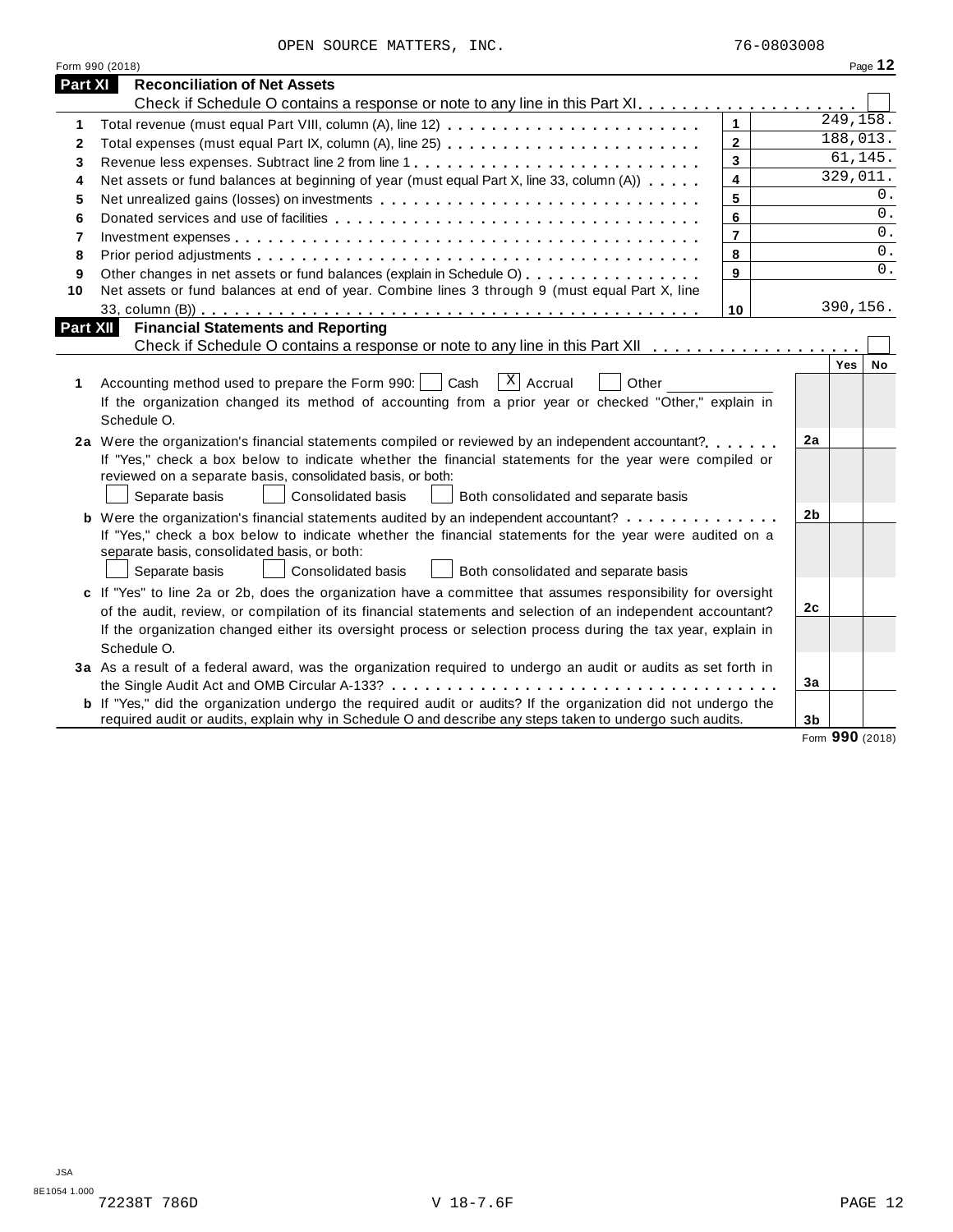OPEN SOURCE MATTERS, INC. 76-0803008

Form 990 (2018)

## Part XI Reconciliation of Net Assets

Check if Schedule O contains a response or note to any line in this Part XI . . . . . . . . . . . . . . . . . . . . ☐

| | | | |
|---|---|---|---|
| 1 | Total revenue (must equal Part VIII, column (A), line 12) | 1 | 249,158. |
| 2 | Total expenses (must equal Part IX, column (A), line 25) | 2 | 188,013. |
| 3 | Revenue less expenses. Subtract line 2 from line 1 | 3 | 61,145. |
| 4 | Net assets or fund balances at beginning of year (must equal Part X, line 33, column (A)) | 4 | 329,011. |
| 5 | Net unrealized gains (losses) on investments | 5 | 0. |
| 6 | Donated services and use of facilities | 6 | 0. |
| 7 | Investment expenses | 7 | 0. |
| 8 | Prior period adjustments | 8 | 0. |
| 9 | Other changes in net assets or fund balances (explain in Schedule O) | 9 | 0. |
| 10 | Net assets or fund balances at end of year. Combine lines 3 through 9 (must equal Part X, line 33, column (B)) | 10 | 390,156. |

## Part XII Financial Statements and Reporting

Check if Schedule O contains a response or note to any line in this Part XII . . . . . . . . . . . . . . . . . . . ☐

| | | | Yes | No |
|---|---|---|---|---|
| 1 | Accounting method used to prepare the Form 990: ☐ Cash ☒ Accrual ☐ Other ____________<br>If the organization changed its method of accounting from a prior year or checked "Other," explain in Schedule O. | | | |
| 2a | Were the organization's financial statements compiled or reviewed by an independent accountant? | 2a | | |
| | If "Yes," check a box below to indicate whether the financial statements for the year were compiled or reviewed on a separate basis, consolidated basis, or both:<br>☐ Separate basis ☐ Consolidated basis ☐ Both consolidated and separate basis | | | |
| b | Were the organization's financial statements audited by an independent accountant? | 2b | | |
| | If "Yes," check a box below to indicate whether the financial statements for the year were audited on a separate basis, consolidated basis, or both:<br>☐ Separate basis ☐ Consolidated basis ☐ Both consolidated and separate basis | | | |
| c | If "Yes" to line 2a or 2b, does the organization have a committee that assumes responsibility for oversight of the audit, review, or compilation of its financial statements and selection of an independent accountant? | 2c | | |
| | If the organization changed either its oversight process or selection process during the tax year, explain in Schedule O. | | | |
| 3a | As a result of a federal award, was the organization required to undergo an audit or audits as set forth in the Single Audit Act and OMB Circular A-133? | 3a | | |
| b | If "Yes," did the organization undergo the required audit or audits? If the organization did not undergo the required audit or audits, explain why in Schedule O and describe any steps taken to undergo such audits. | 3b | | |

Form **990** (2018)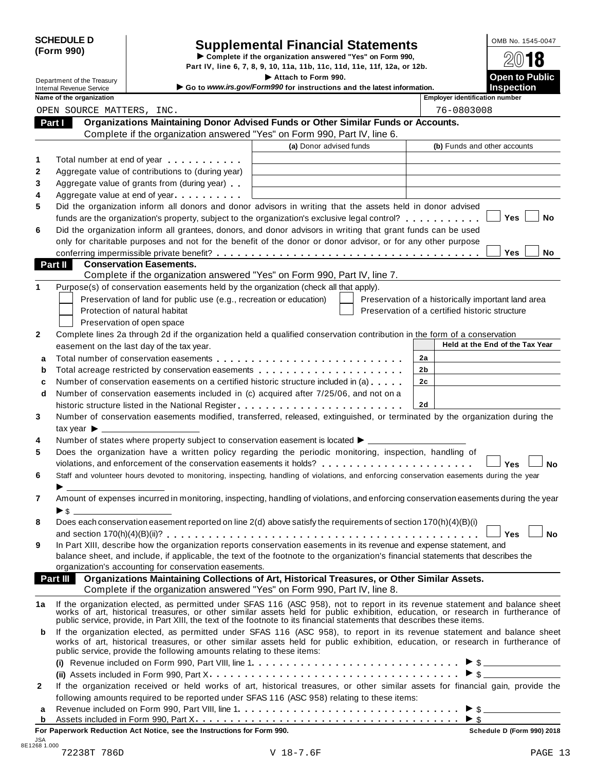**SCHEDULE D (Form 990)**

Department of the Treasury
Internal Revenue Service

# Supplemental Financial Statements

▶ Complete if the organization answered "Yes" on Form 990, Part IV, line 6, 7, 8, 9, 10, 11a, 11b, 11c, 11d, 11e, 11f, 12a, or 12b.
▶ Attach to Form 990.
▶ Go to *www.irs.gov/Form990* for instructions and the latest information.

OMB No. 1545-0047

**2018**

**Open to Public Inspection**

**Name of the organization:** OPEN SOURCE MATTERS, INC.

**Employer identification number:** 76-0803008

## Part I Organizations Maintaining Donor Advised Funds or Other Similar Funds or Accounts.
Complete if the organization answered "Yes" on Form 990, Part IV, line 6.

| | | (a) Donor advised funds | (b) Funds and other accounts |
|---|---|---|---|
| 1 | Total number at end of year | | |
| 2 | Aggregate value of contributions to (during year) | | |
| 3 | Aggregate value of grants from (during year) | | |
| 4 | Aggregate value at end of year | | |

5 Did the organization inform all donors and donor advisors in writing that the assets held in donor advised funds are the organization's property, subject to the organization's exclusive legal control? ☐ Yes ☐ No

6 Did the organization inform all grantees, donors, and donor advisors in writing that grant funds can be used only for charitable purposes and not for the benefit of the donor or donor advisor, or for any other purpose conferring impermissible private benefit? ☐ Yes ☐ No

## Part II Conservation Easements.
Complete if the organization answered "Yes" on Form 990, Part IV, line 7.

1 Purpose(s) of conservation easements held by the organization (check all that apply).

- ☐ Preservation of land for public use (e.g., recreation or education)
- ☐ Protection of natural habitat
- ☐ Preservation of open space
- ☐ Preservation of a historically important land area
- ☐ Preservation of a certified historic structure

2 Complete lines 2a through 2d if the organization held a qualified conservation contribution in the form of a conservation easement on the last day of the tax year.

| | | | Held at the End of the Tax Year |
|---|---|---|---|
| a | Total number of conservation easements | 2a | |
| b | Total acreage restricted by conservation easements | 2b | |
| c | Number of conservation easements on a certified historic structure included in (a) | 2c | |
| d | Number of conservation easements included in (c) acquired after 7/25/06, and not on a historic structure listed in the National Register | 2d | |

3 Number of conservation easements modified, transferred, released, extinguished, or terminated by the organization during the tax year ▶ ____________

4 Number of states where property subject to conservation easement is located ▶ ____________

5 Does the organization have a written policy regarding the periodic monitoring, inspection, handling of violations, and enforcement of the conservation easements it holds? ☐ Yes ☐ No

6 Staff and volunteer hours devoted to monitoring, inspecting, handling of violations, and enforcing conservation easements during the year ▶ ____________

7 Amount of expenses incurred in monitoring, inspecting, handling of violations, and enforcing conservation easements during the year ▶ $ ____________

8 Does each conservation easement reported on line 2(d) above satisfy the requirements of section 170(h)(4)(B)(i) and section 170(h)(4)(B)(ii)? ☐ Yes ☐ No

9 In Part XIII, describe how the organization reports conservation easements in its revenue and expense statement, and balance sheet, and include, if applicable, the text of the footnote to the organization's financial statements that describes the organization's accounting for conservation easements.

## Part III Organizations Maintaining Collections of Art, Historical Treasures, or Other Similar Assets.
Complete if the organization answered "Yes" on Form 990, Part IV, line 8.

1a If the organization elected, as permitted under SFAS 116 (ASC 958), not to report in its revenue statement and balance sheet works of art, historical treasures, or other similar assets held for public exhibition, education, or research in furtherance of public service, provide, in Part XIII, the text of the footnote to its financial statements that describes these items.

b If the organization elected, as permitted under SFAS 116 (ASC 958), to report in its revenue statement and balance sheet works of art, historical treasures, or other similar assets held for public exhibition, education, or research in furtherance of public service, provide the following amounts relating to these items:

(i) Revenue included on Form 990, Part VIII, line 1 ▶ $ ____________

(ii) Assets included in Form 990, Part X ▶ $ ____________

2 If the organization received or held works of art, historical treasures, or other similar assets for financial gain, provide the following amounts required to be reported under SFAS 116 (ASC 958) relating to these items:

a Revenue included on Form 990, Part VIII, line 1 ▶ $ ____________

b Assets included in Form 990, Part X ▶ $ ____________

**For Paperwork Reduction Act Notice, see the Instructions for Form 990.** Schedule D (Form 990) 2018

JSA 8E1268 1.000
72238T 786D V 18-7.6F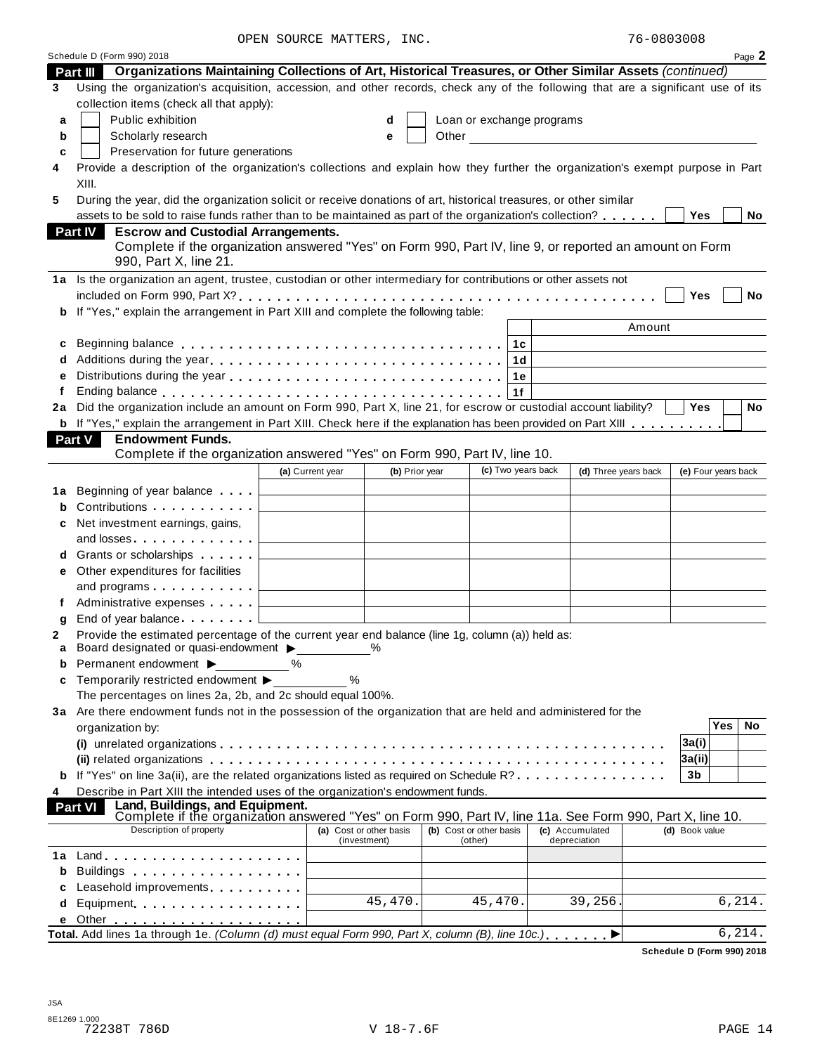OPEN SOURCE MATTERS, INC. 76-0803008

Schedule D (Form 990) 2018 Page **2**

## Part III Organizations Maintaining Collections of Art, Historical Treasures, or Other Similar Assets *(continued)*

**3** Using the organization's acquisition, accession, and other records, check any of the following that are a significant use of its collection items (check all that apply):

- **a** ☐ Public exhibition
- **b** ☐ Scholarly research
- **c** ☐ Preservation for future generations
- **d** ☐ Loan or exchange programs
- **e** ☐ Other

**4** Provide a description of the organization's collections and explain how they further the organization's exempt purpose in Part XIII.

**5** During the year, did the organization solicit or receive donations of art, historical treasures, or other similar assets to be sold to raise funds rather than to be maintained as part of the organization's collection? ☐ Yes ☐ No

## Part IV Escrow and Custodial Arrangements.

Complete if the organization answered "Yes" on Form 990, Part IV, line 9, or reported an amount on Form 990, Part X, line 21.

**1a** Is the organization an agent, trustee, custodian or other intermediary for contributions or other assets not included on Form 990, Part X? ☐ Yes ☐ No

**b** If "Yes," explain the arrangement in Part XIII and complete the following table:

| | | | Amount |
|---|---|---|---|
| **c** | Beginning balance | 1c | |
| **d** | Additions during the year | 1d | |
| **e** | Distributions during the year | 1e | |
| **f** | Ending balance | 1f | |

**2a** Did the organization include an amount on Form 990, Part X, line 21, for escrow or custodial account liability? ☐ Yes ☐ No

**b** If "Yes," explain the arrangement in Part XIII. Check here if the explanation has been provided on Part XIII ☐

## Part V Endowment Funds.

Complete if the organization answered "Yes" on Form 990, Part IV, line 10.

| | | (a) Current year | (b) Prior year | (c) Two years back | (d) Three years back | (e) Four years back |
|---|---|---|---|---|---|---|
| **1a** | Beginning of year balance | | | | | |
| **b** | Contributions | | | | | |
| **c** | Net investment earnings, gains, and losses | | | | | |
| **d** | Grants or scholarships | | | | | |
| **e** | Other expenditures for facilities and programs | | | | | |
| **f** | Administrative expenses | | | | | |
| **g** | End of year balance | | | | | |

**2** Provide the estimated percentage of the current year end balance (line 1g, column (a)) held as:

- **a** Board designated or quasi-endowment ▶ ______ %
- **b** Permanent endowment ▶ ______ %
- **c** Temporarily restricted endowment ▶ ______ %

The percentages on lines 2a, 2b, and 2c should equal 100%.

**3a** Are there endowment funds not in the possession of the organization that are held and administered for the organization by:

| | | | Yes | No |
|---|---|---|---|---|
| | **(i)** unrelated organizations | 3a(i) | | |
| | **(ii)** related organizations | 3a(ii) | | |
| **b** | If "Yes" on line 3a(ii), are the related organizations listed as required on Schedule R? | 3b | | |

**4** Describe in Part XIII the intended uses of the organization's endowment funds.

## Part VI Land, Buildings, and Equipment.

Complete if the organization answered "Yes" on Form 990, Part IV, line 11a. See Form 990, Part X, line 10.

| | Description of property | (a) Cost or other basis (investment) | (b) Cost or other basis (other) | (c) Accumulated depreciation | (d) Book value |
|---|---|---|---|---|---|
| **1a** | Land | | | | |
| **b** | Buildings | | | | |
| **c** | Leasehold improvements | | | | |
| **d** | Equipment | 45,470. | 45,470. | 39,256. | 6,214. |
| **e** | Other | | | | |

**Total.** Add lines 1a through 1e. *(Column (d) must equal Form 990, Part X, column (B), line 10c.)* ▶ 6,214.

**Schedule D (Form 990) 2018**

JSA
8E1269 1.000
72238T 786D V 18-7.6F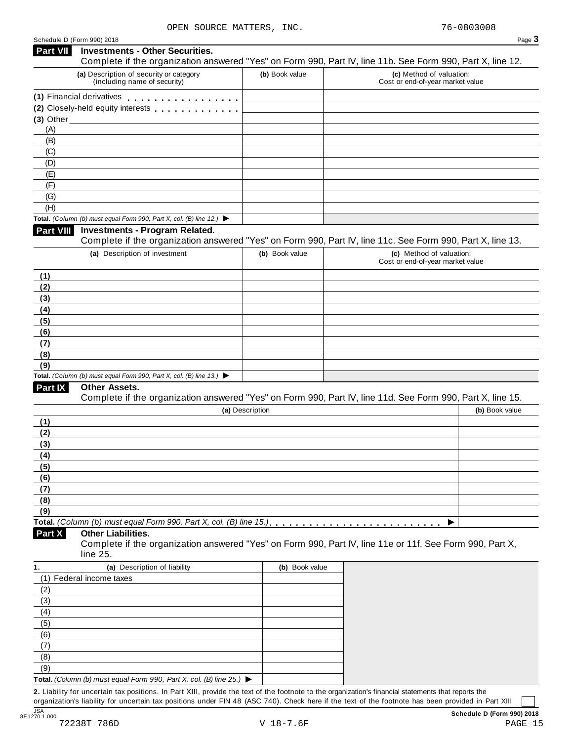OPEN SOURCE MATTERS, INC. 76-0803008

Schedule D (Form 990) 2018

## Part VII Investments - Other Securities.

Complete if the organization answered "Yes" on Form 990, Part IV, line 11b. See Form 990, Part X, line 12.

| (a) Description of security or category (including name of security) | (b) Book value | (c) Method of valuation: Cost or end-of-year market value |
|---|---|---|
| (1) Financial derivatives | | |
| (2) Closely-held equity interests | | |
| (3) Other | | |
| (A) | | |
| (B) | | |
| (C) | | |
| (D) | | |
| (E) | | |
| (F) | | |
| (G) | | |
| (H) | | |
| **Total.** *(Column (b) must equal Form 990, Part X, col. (B) line 12.)* ▶ | | |

## Part VIII Investments - Program Related.

Complete if the organization answered "Yes" on Form 990, Part IV, line 11c. See Form 990, Part X, line 13.

| (a) Description of investment | (b) Book value | (c) Method of valuation: Cost or end-of-year market value |
|---|---|---|
| (1) | | |
| (2) | | |
| (3) | | |
| (4) | | |
| (5) | | |
| (6) | | |
| (7) | | |
| (8) | | |
| (9) | | |
| **Total.** *(Column (b) must equal Form 990, Part X, col. (B) line 13.)* ▶ | | |

## Part IX Other Assets.

Complete if the organization answered "Yes" on Form 990, Part IV, line 11d. See Form 990, Part X, line 15.

| (a) Description | (b) Book value |
|---|---|
| (1) | |
| (2) | |
| (3) | |
| (4) | |
| (5) | |
| (6) | |
| (7) | |
| (8) | |
| (9) | |
| **Total.** *(Column (b) must equal Form 990, Part X, col. (B) line 15.)* ▶ | |

## Part X Other Liabilities.

Complete if the organization answered "Yes" on Form 990, Part IV, line 11e or 11f. See Form 990, Part X, line 25.

| 1. (a) Description of liability | (b) Book value |
|---|---|
| (1) Federal income taxes | |
| (2) | |
| (3) | |
| (4) | |
| (5) | |
| (6) | |
| (7) | |
| (8) | |
| (9) | |
| **Total.** *(Column (b) must equal Form 990, Part X, col. (B) line 25.)* ▶ | |

**2.** Liability for uncertain tax positions. In Part XIII, provide the text of the footnote to the organization's financial statements that reports the organization's liability for uncertain tax positions under FIN 48 (ASC 740). Check here if the text of the footnote has been provided in Part XIII ☐

JSA 8E1270 1.000

**Schedule D (Form 990) 2018**

72238T 786D V 18-7.6F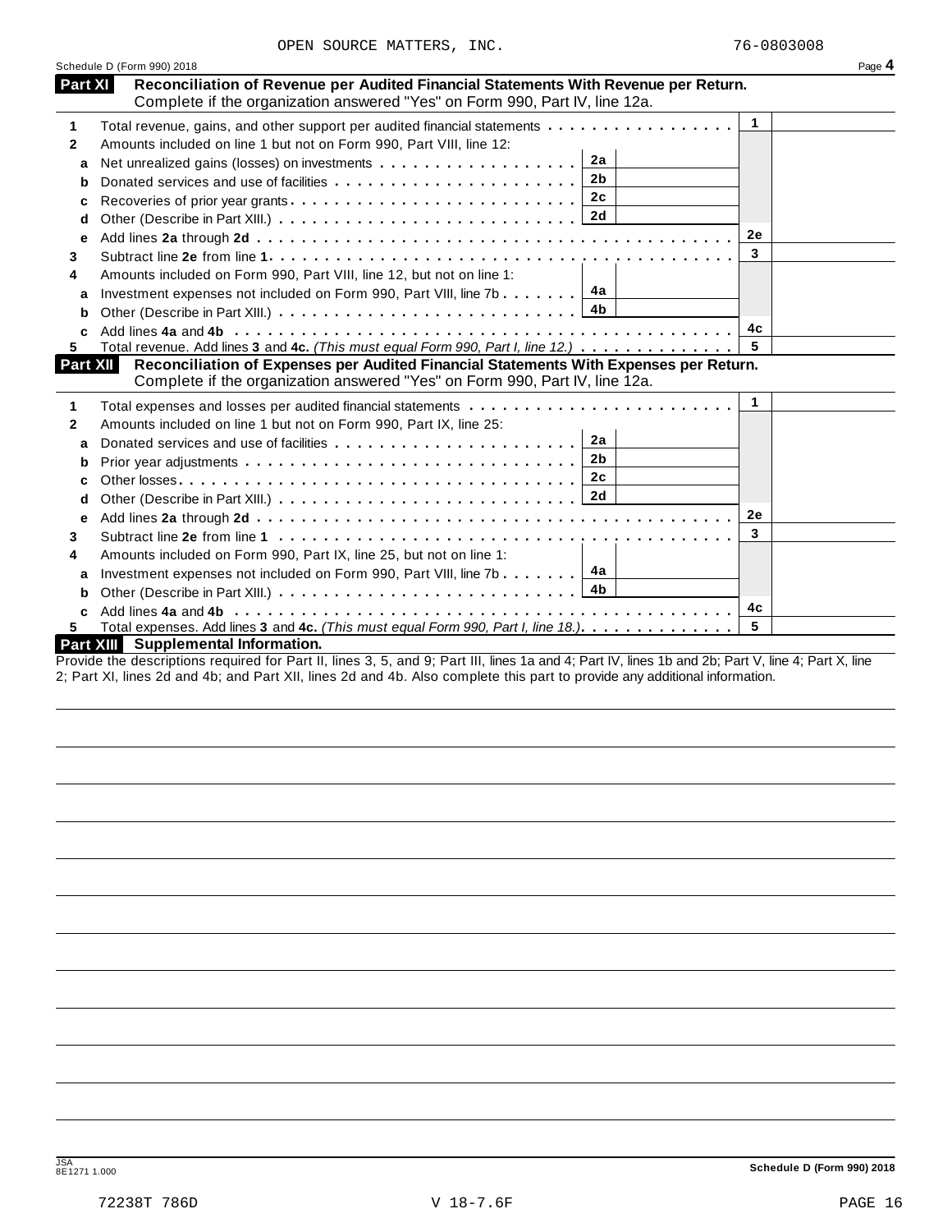OPEN SOURCE MATTERS, INC. 76-0803008

Schedule D (Form 990) 2018 Page **4**

## Part XI Reconciliation of Revenue per Audited Financial Statements With Revenue per Return.

Complete if the organization answered "Yes" on Form 990, Part IV, line 12a.

| | | | | | |
|---|---|---|---|---|---|
| **1** | Total revenue, gains, and other support per audited financial statements | | | 1 | |
| **2** | Amounts included on line 1 but not on Form 990, Part VIII, line 12: | | | | |
| **a** | Net unrealized gains (losses) on investments | 2a | | | |
| **b** | Donated services and use of facilities | 2b | | | |
| **c** | Recoveries of prior year grants | 2c | | | |
| **d** | Other (Describe in Part XIII.) | 2d | | | |
| **e** | Add lines **2a** through **2d** | | | 2e | |
| **3** | Subtract line **2e** from line **1** | | | 3 | |
| **4** | Amounts included on Form 990, Part VIII, line 12, but not on line 1: | | | | |
| **a** | Investment expenses not included on Form 990, Part VIII, line 7b | 4a | | | |
| **b** | Other (Describe in Part XIII.) | 4b | | | |
| **c** | Add lines **4a** and **4b** | | | 4c | |
| **5** | Total revenue. Add lines **3** and **4c.** *(This must equal Form 990, Part I, line 12.)* | | | 5 | |

## Part XII Reconciliation of Expenses per Audited Financial Statements With Expenses per Return.

Complete if the organization answered "Yes" on Form 990, Part IV, line 12a.

| | | | | | |
|---|---|---|---|---|---|
| **1** | Total expenses and losses per audited financial statements | | | 1 | |
| **2** | Amounts included on line 1 but not on Form 990, Part IX, line 25: | | | | |
| **a** | Donated services and use of facilities | 2a | | | |
| **b** | Prior year adjustments | 2b | | | |
| **c** | Other losses | 2c | | | |
| **d** | Other (Describe in Part XIII.) | 2d | | | |
| **e** | Add lines **2a** through **2d** | | | 2e | |
| **3** | Subtract line **2e** from line **1** | | | 3 | |
| **4** | Amounts included on Form 990, Part IX, line 25, but not on line 1: | | | | |
| **a** | Investment expenses not included on Form 990, Part VIII, line 7b | 4a | | | |
| **b** | Other (Describe in Part XIII.) | 4b | | | |
| **c** | Add lines **4a** and **4b** | | | 4c | |
| **5** | Total expenses. Add lines **3** and **4c.** *(This must equal Form 990, Part I, line 18.)* | | | 5 | |

## Part XIII Supplemental Information.

Provide the descriptions required for Part II, lines 3, 5, and 9; Part III, lines 1a and 4; Part IV, lines 1b and 2b; Part V, line 4; Part X, line 2; Part XI, lines 2d and 4b; and Part XII, lines 2d and 4b. Also complete this part to provide any additional information.

JSA 8E1271 1.000 **Schedule D (Form 990) 2018**

72238T 786D V 18-7.6F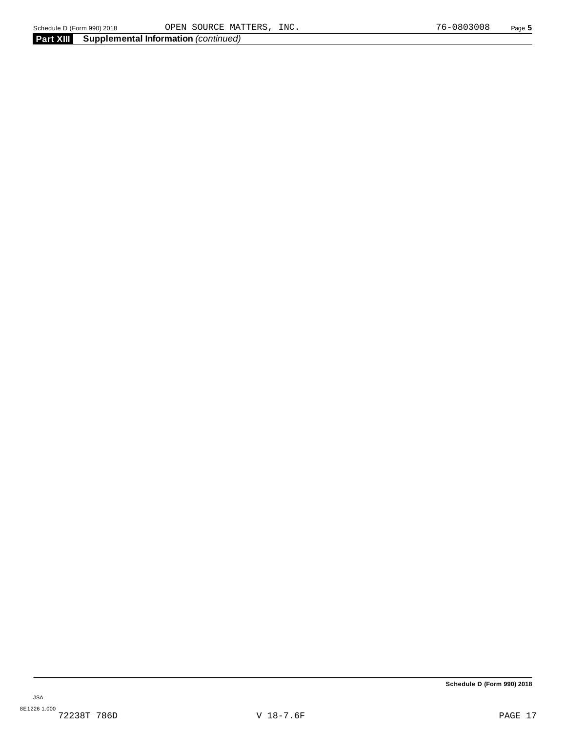## Part XIII Supplemental Information *(continued)*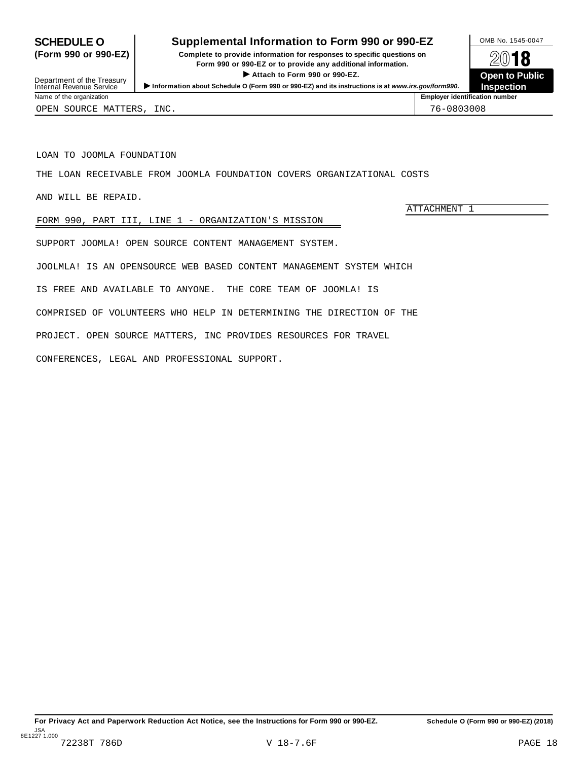**SCHEDULE O**
**(Form 990 or 990-EZ)**

Department of the Treasury
Internal Revenue Service

# Supplemental Information to Form 990 or 990-EZ

**Complete to provide information for responses to specific questions on Form 990 or 990-EZ or to provide any additional information.**

**▶ Attach to Form 990 or 990-EZ.**

**▶ Information about Schedule O (Form 990 or 990-EZ) and its instructions is at *www.irs.gov/form990.***

OMB No. 1545-0047

**2018**

**Open to Public Inspection**

| Name of the organization | Employer identification number |
|---|---|
| OPEN SOURCE MATTERS, INC. | 76-0803008 |

LOAN TO JOOMLA FOUNDATION

THE LOAN RECEIVABLE FROM JOOMLA FOUNDATION COVERS ORGANIZATIONAL COSTS AND WILL BE REPAID.

ATTACHMENT 1

FORM 990, PART III, LINE 1 - ORGANIZATION'S MISSION

SUPPORT JOOMLA! OPEN SOURCE CONTENT MANAGEMENT SYSTEM.

JOOLMLA! IS AN OPENSOURCE WEB BASED CONTENT MANAGEMENT SYSTEM WHICH IS FREE AND AVAILABLE TO ANYONE. THE CORE TEAM OF JOOMLA! IS COMPRISED OF VOLUNTEERS WHO HELP IN DETERMINING THE DIRECTION OF THE PROJECT. OPEN SOURCE MATTERS, INC PROVIDES RESOURCES FOR TRAVEL CONFERENCES, LEGAL AND PROFESSIONAL SUPPORT.

**For Privacy Act and Paperwork Reduction Act Notice, see the Instructions for Form 990 or 990-EZ.** **Schedule O (Form 990 or 990-EZ) (2018)**

JSA
8E1227 1.000
72238T 786D V 18-7.6F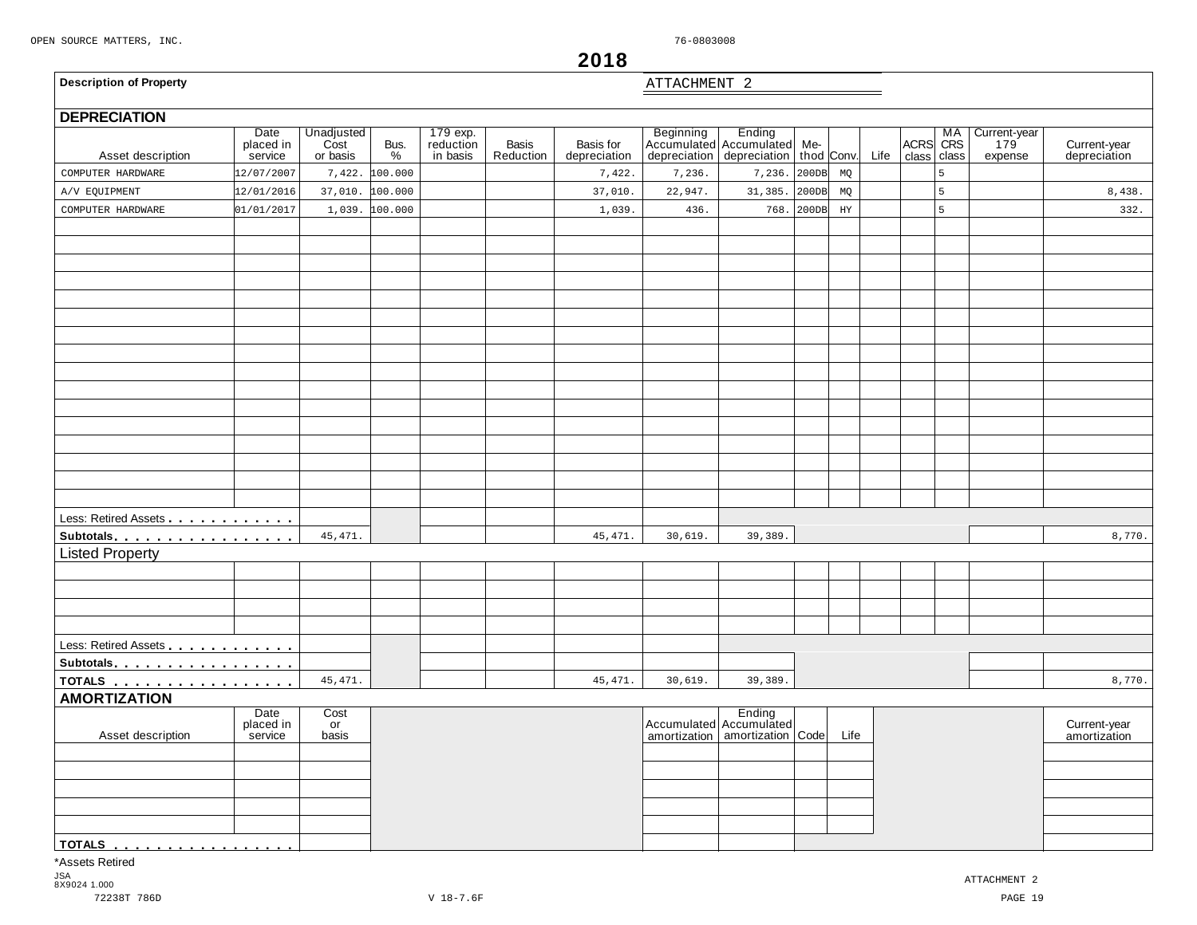OPEN SOURCE MATTERS, INC. 76-0803008

# 2018

**Description of Property** ATTACHMENT 2

## DEPRECIATION

| Asset description | Date placed in service | Unadjusted Cost or basis | Bus. % | 179 exp. reduction in basis | Basis Reduction | Basis for depreciation | Beginning Accumulated depreciation | Ending Accumulated depreciation | Method | Conv. | Life | ACRS class | MA CRS class | Current-year 179 expense | Current-year depreciation |
|---|---|---|---|---|---|---|---|---|---|---|---|---|---|---|---|
| COMPUTER HARDWARE | 12/07/2007 | 7,422. | 100.000 | | | 7,422. | 7,236. | 7,236. | 200DB | MQ | | | 5 | | |
| A/V EQUIPMENT | 12/01/2016 | 37,010. | 100.000 | | | 37,010. | 22,947. | 31,385. | 200DB | MQ | | | 5 | | 8,438. |
| COMPUTER HARDWARE | 01/01/2017 | 1,039. | 100.000 | | | 1,039. | 436. | 768. | 200DB | HY | | | 5 | | 332. |
| Less: Retired Assets | | | | | | | | | | | | | | | |
| **Subtotals** | | 45,471. | | | | 45,471. | 30,619. | 39,389. | | | | | | | 8,770. |

## Listed Property

| Asset description | Date placed in service | Unadjusted Cost or basis | Bus. % | 179 exp. reduction in basis | Basis Reduction | Basis for depreciation | Beginning Accumulated depreciation | Ending Accumulated depreciation | Method | Conv. | Life | ACRS class | MA CRS class | Current-year 179 expense | Current-year depreciation |
|---|---|---|---|---|---|---|---|---|---|---|---|---|---|---|---|
| Less: Retired Assets | | | | | | | | | | | | | | | |
| **Subtotals** | | | | | | | | | | | | | | | |
| **TOTALS** | | 45,471. | | | | 45,471. | 30,619. | 39,389. | | | | | | | 8,770. |

## AMORTIZATION

| Asset description | Date placed in service | Cost or basis | Accumulated amortization | Ending Accumulated amortization | Code | Life | Current-year amortization |
|---|---|---|---|---|---|---|---|
| **TOTALS** | | | | | | | |

*Assets Retired

JSA
8X9024 1.000

72238T 786D V 18-7.6F ATTACHMENT 2